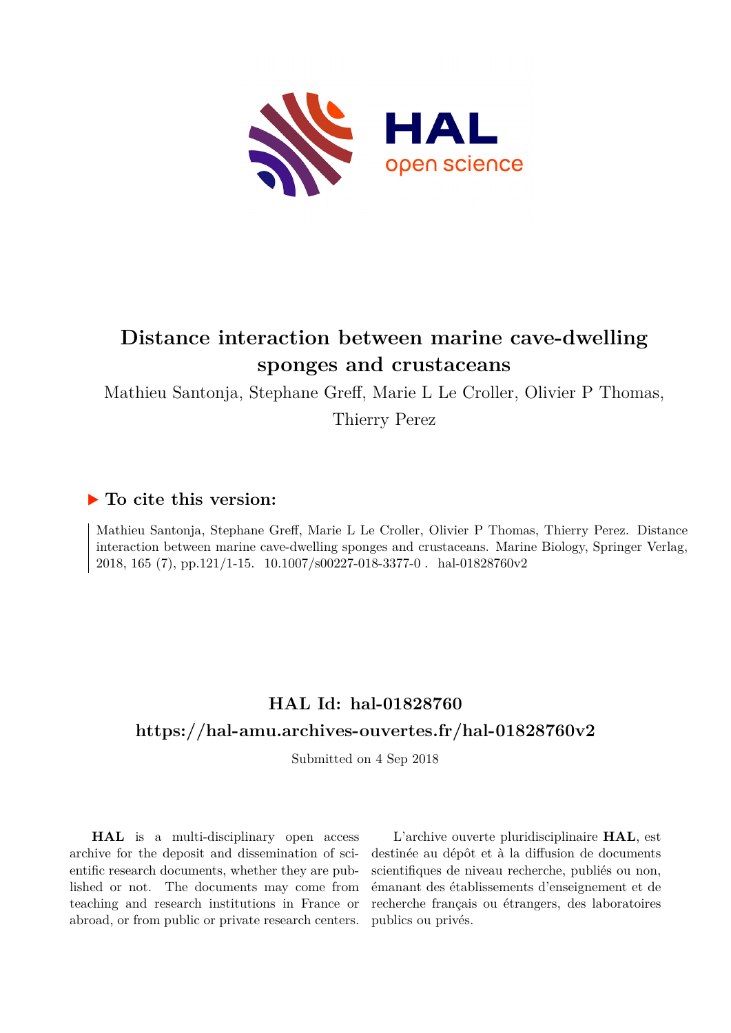# Distance interaction between marine cave-dwelling sponges and crustaceans

Mathieu Santonja, Stephane Greff, Marie L Le Croller, Olivier P Thomas, Thierry Perez

## ▶ To cite this version:

Mathieu Santonja, Stephane Greff, Marie L Le Croller, Olivier P Thomas, Thierry Perez. Distance interaction between marine cave-dwelling sponges and crustaceans. Marine Biology, Springer Verlag, 2018, 165 (7), pp.121/1-15. 10.1007/s00227-018-3377-0 . hal-01828760v2

## HAL Id: hal-01828760

## https://hal-amu.archives-ouvertes.fr/hal-01828760v2

Submitted on 4 Sep 2018

**HAL** is a multi-disciplinary open access archive for the deposit and dissemination of scientific research documents, whether they are published or not. The documents may come from teaching and research institutions in France or abroad, or from public or private research centers.

L'archive ouverte pluridisciplinaire **HAL**, est destinée au dépôt et à la diffusion de documents scientifiques de niveau recherche, publiés ou non, émanant des établissements d'enseignement et de recherche français ou étrangers, des laboratoires publics ou privés.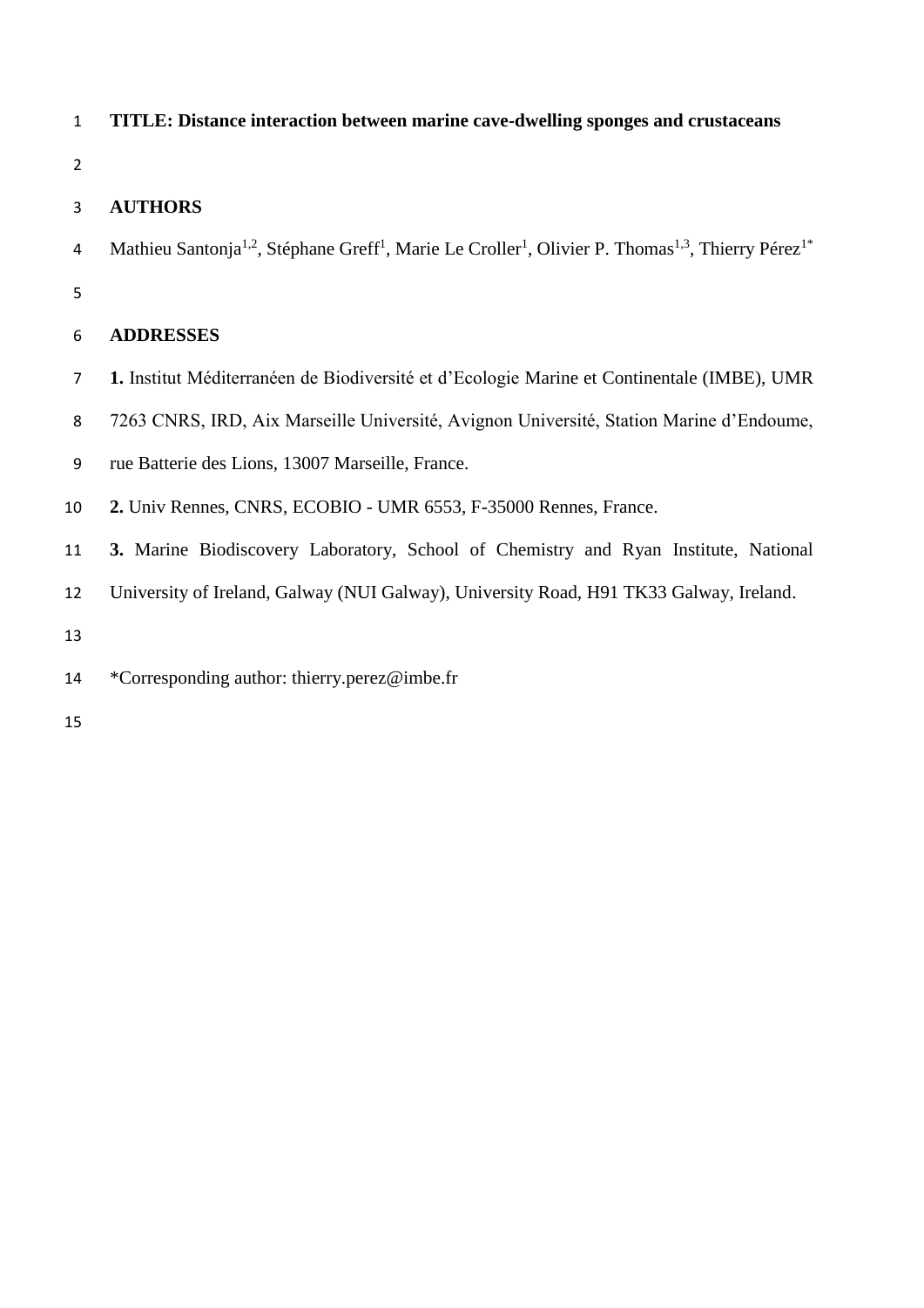**TITLE: Distance interaction between marine cave-dwelling sponges and crustaceans**

## AUTHORS

Mathieu Santonja[1,2], Stéphane Greff[1], Marie Le Croller[1], Olivier P. Thomas[1,3], Thierry Pérez[1*]

## ADDRESSES

**1.** Institut Méditerranéen de Biodiversité et d'Ecologie Marine et Continentale (IMBE), UMR 7263 CNRS, IRD, Aix Marseille Université, Avignon Université, Station Marine d'Endoume, rue Batterie des Lions, 13007 Marseille, France.

**2.** Univ Rennes, CNRS, ECOBIO - UMR 6553, F-35000 Rennes, France.

**3.** Marine Biodiscovery Laboratory, School of Chemistry and Ryan Institute, National University of Ireland, Galway (NUI Galway), University Road, H91 TK33 Galway, Ireland.

*Corresponding author: thierry.perez@imbe.fr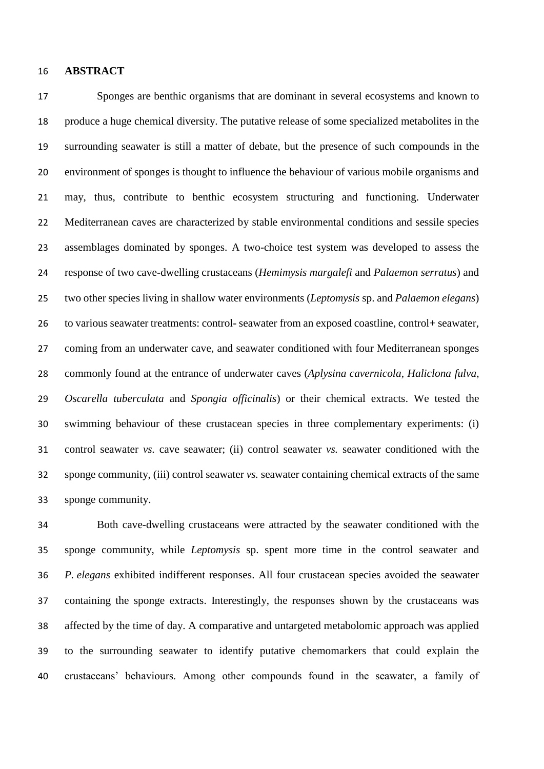**ABSTRACT**

Sponges are benthic organisms that are dominant in several ecosystems and known to produce a huge chemical diversity. The putative release of some specialized metabolites in the surrounding seawater is still a matter of debate, but the presence of such compounds in the environment of sponges is thought to influence the behaviour of various mobile organisms and may, thus, contribute to benthic ecosystem structuring and functioning. Underwater Mediterranean caves are characterized by stable environmental conditions and sessile species assemblages dominated by sponges. A two-choice test system was developed to assess the response of two cave-dwelling crustaceans (*Hemimysis margalefi* and *Palaemon serratus*) and two other species living in shallow water environments (*Leptomysis* sp. and *Palaemon elegans*) to various seawater treatments: control- seawater from an exposed coastline, control+ seawater, coming from an underwater cave, and seawater conditioned with four Mediterranean sponges commonly found at the entrance of underwater caves (*Aplysina cavernicola*, *Haliclona fulva*, *Oscarella tuberculata* and *Spongia officinalis*) or their chemical extracts. We tested the swimming behaviour of these crustacean species in three complementary experiments: (i) control seawater *vs.* cave seawater; (ii) control seawater *vs.* seawater conditioned with the sponge community, (iii) control seawater *vs.* seawater containing chemical extracts of the same sponge community.

Both cave-dwelling crustaceans were attracted by the seawater conditioned with the sponge community, while *Leptomysis* sp. spent more time in the control seawater and *P. elegans* exhibited indifferent responses. All four crustacean species avoided the seawater containing the sponge extracts. Interestingly, the responses shown by the crustaceans was affected by the time of day. A comparative and untargeted metabolomic approach was applied to the surrounding seawater to identify putative chemomarkers that could explain the crustaceans' behaviours. Among other compounds found in the seawater, a family of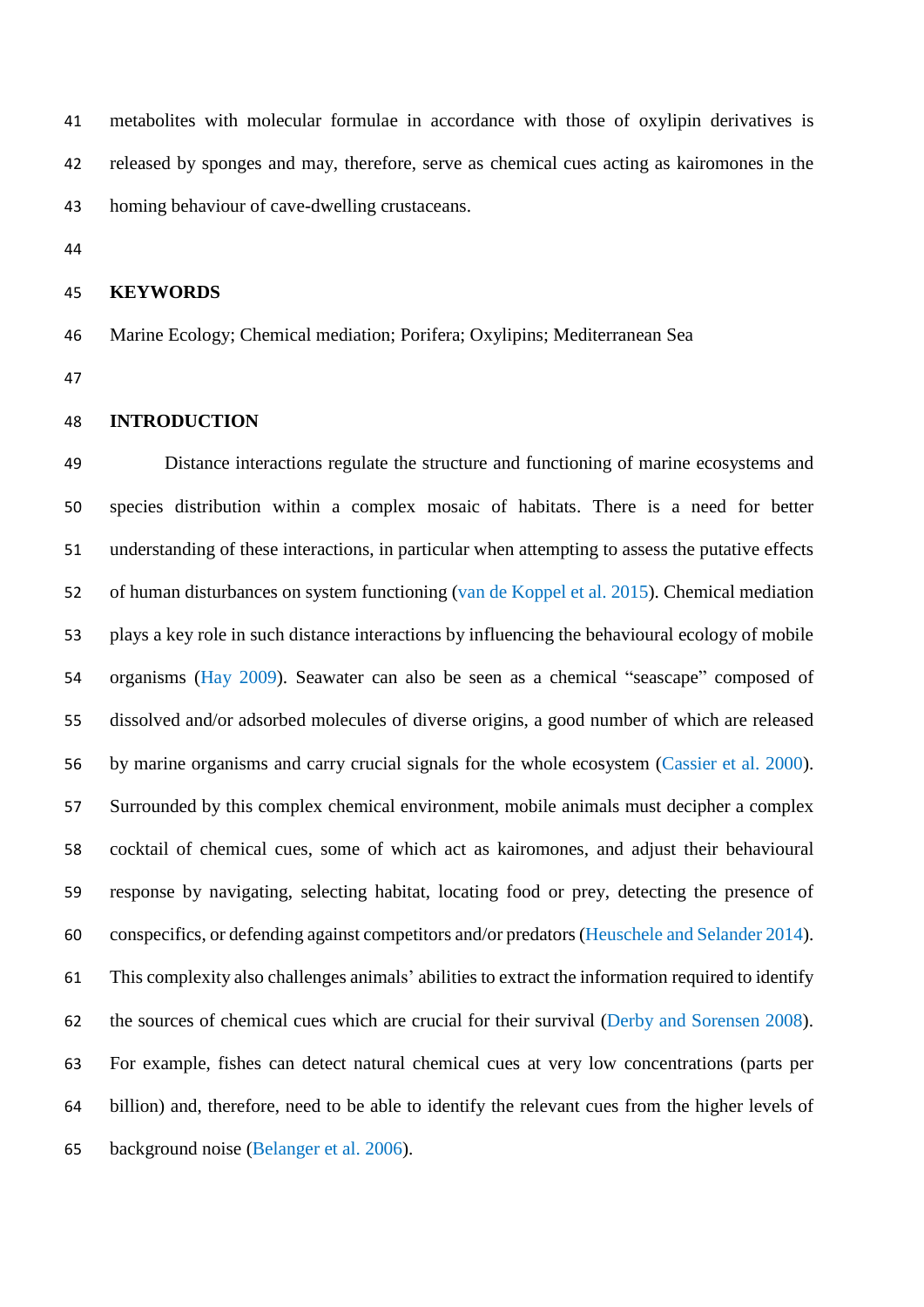metabolites with molecular formulae in accordance with those of oxylipin derivatives is released by sponges and may, therefore, serve as chemical cues acting as kairomones in the homing behaviour of cave-dwelling crustaceans.

## KEYWORDS

Marine Ecology; Chemical mediation; Porifera; Oxylipins; Mediterranean Sea

## INTRODUCTION

Distance interactions regulate the structure and functioning of marine ecosystems and species distribution within a complex mosaic of habitats. There is a need for better understanding of these interactions, in particular when attempting to assess the putative effects of human disturbances on system functioning (van de Koppel et al. 2015). Chemical mediation plays a key role in such distance interactions by influencing the behavioural ecology of mobile organisms (Hay 2009). Seawater can also be seen as a chemical "seascape" composed of dissolved and/or adsorbed molecules of diverse origins, a good number of which are released by marine organisms and carry crucial signals for the whole ecosystem (Cassier et al. 2000). Surrounded by this complex chemical environment, mobile animals must decipher a complex cocktail of chemical cues, some of which act as kairomones, and adjust their behavioural response by navigating, selecting habitat, locating food or prey, detecting the presence of conspecifics, or defending against competitors and/or predators (Heuschele and Selander 2014). This complexity also challenges animals' abilities to extract the information required to identify the sources of chemical cues which are crucial for their survival (Derby and Sorensen 2008). For example, fishes can detect natural chemical cues at very low concentrations (parts per billion) and, therefore, need to be able to identify the relevant cues from the higher levels of background noise (Belanger et al. 2006).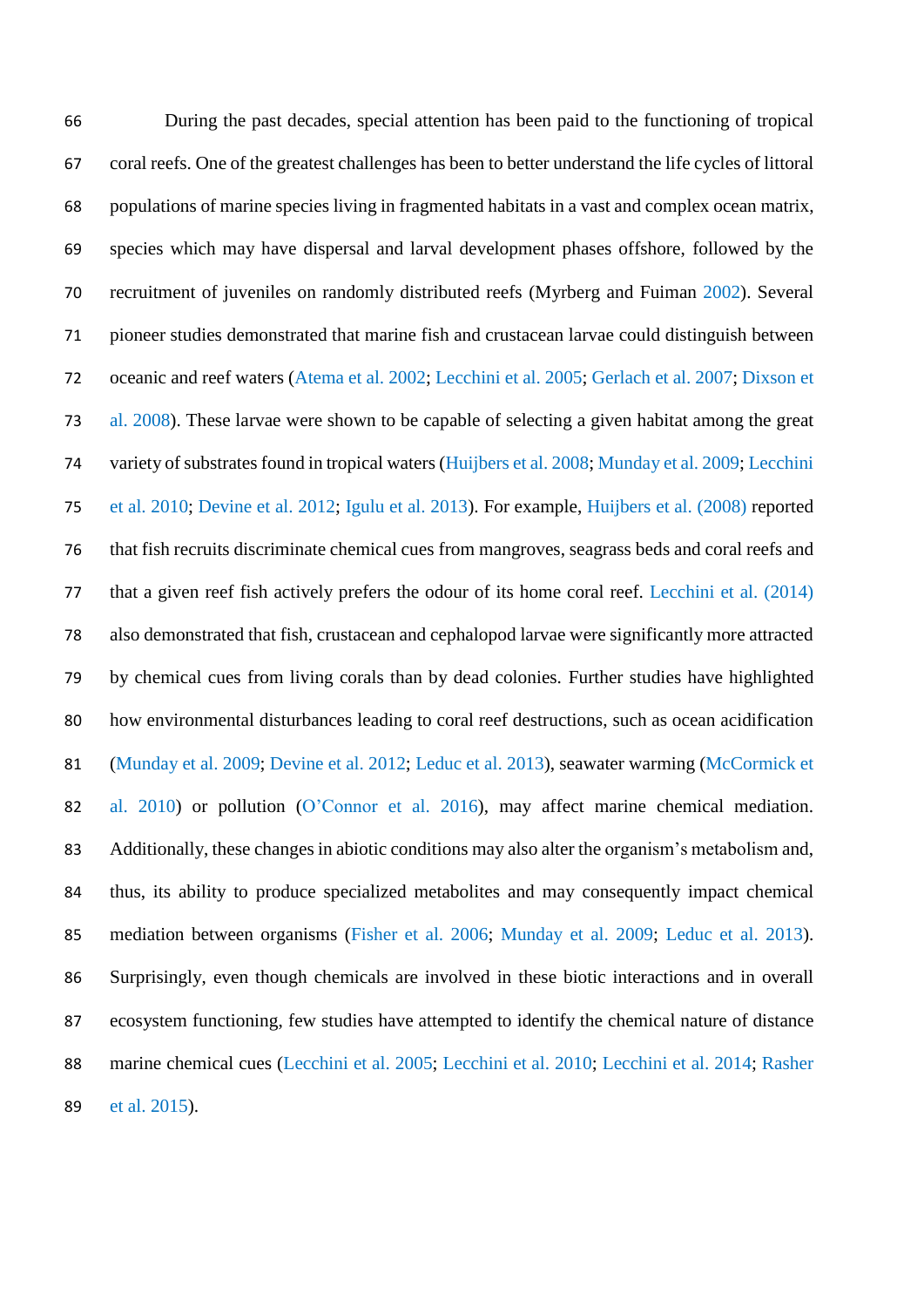During the past decades, special attention has been paid to the functioning of tropical coral reefs. One of the greatest challenges has been to better understand the life cycles of littoral populations of marine species living in fragmented habitats in a vast and complex ocean matrix, species which may have dispersal and larval development phases offshore, followed by the recruitment of juveniles on randomly distributed reefs (Myrberg and Fuiman 2002). Several pioneer studies demonstrated that marine fish and crustacean larvae could distinguish between oceanic and reef waters (Atema et al. 2002; Lecchini et al. 2005; Gerlach et al. 2007; Dixson et al. 2008). These larvae were shown to be capable of selecting a given habitat among the great variety of substrates found in tropical waters (Huijbers et al. 2008; Munday et al. 2009; Lecchini et al. 2010; Devine et al. 2012; Igulu et al. 2013). For example, Huijbers et al. (2008) reported that fish recruits discriminate chemical cues from mangroves, seagrass beds and coral reefs and that a given reef fish actively prefers the odour of its home coral reef. Lecchini et al. (2014) also demonstrated that fish, crustacean and cephalopod larvae were significantly more attracted by chemical cues from living corals than by dead colonies. Further studies have highlighted how environmental disturbances leading to coral reef destructions, such as ocean acidification (Munday et al. 2009; Devine et al. 2012; Leduc et al. 2013), seawater warming (McCormick et al. 2010) or pollution (O'Connor et al. 2016), may affect marine chemical mediation. Additionally, these changes in abiotic conditions may also alter the organism's metabolism and, thus, its ability to produce specialized metabolites and may consequently impact chemical mediation between organisms (Fisher et al. 2006; Munday et al. 2009; Leduc et al. 2013). Surprisingly, even though chemicals are involved in these biotic interactions and in overall ecosystem functioning, few studies have attempted to identify the chemical nature of distance marine chemical cues (Lecchini et al. 2005; Lecchini et al. 2010; Lecchini et al. 2014; Rasher et al. 2015).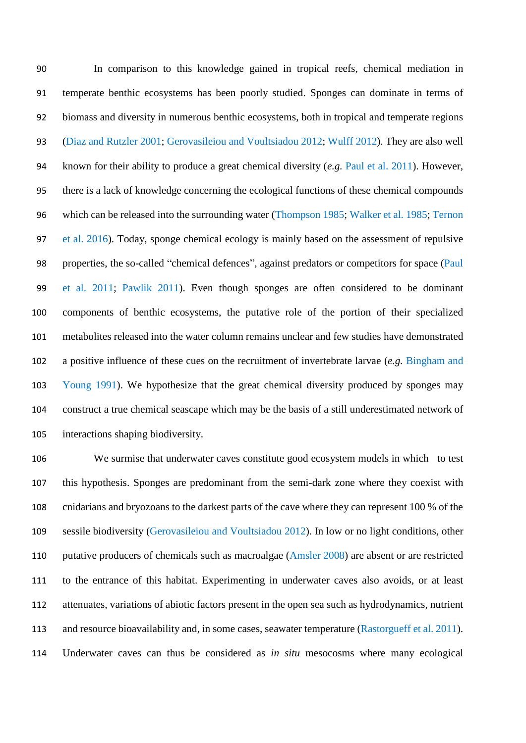In comparison to this knowledge gained in tropical reefs, chemical mediation in temperate benthic ecosystems has been poorly studied. Sponges can dominate in terms of biomass and diversity in numerous benthic ecosystems, both in tropical and temperate regions (Diaz and Rutzler 2001; Gerovasileiou and Voultsiadou 2012; Wulff 2012). They are also well known for their ability to produce a great chemical diversity (*e.g.* Paul et al. 2011). However, there is a lack of knowledge concerning the ecological functions of these chemical compounds which can be released into the surrounding water (Thompson 1985; Walker et al. 1985; Ternon et al. 2016). Today, sponge chemical ecology is mainly based on the assessment of repulsive properties, the so-called "chemical defences", against predators or competitors for space (Paul et al. 2011; Pawlik 2011). Even though sponges are often considered to be dominant components of benthic ecosystems, the putative role of the portion of their specialized metabolites released into the water column remains unclear and few studies have demonstrated a positive influence of these cues on the recruitment of invertebrate larvae (*e.g.* Bingham and Young 1991). We hypothesize that the great chemical diversity produced by sponges may construct a true chemical seascape which may be the basis of a still underestimated network of interactions shaping biodiversity.

We surmise that underwater caves constitute good ecosystem models in which to test this hypothesis. Sponges are predominant from the semi-dark zone where they coexist with cnidarians and bryozoans to the darkest parts of the cave where they can represent 100 % of the sessile biodiversity (Gerovasileiou and Voultsiadou 2012). In low or no light conditions, other putative producers of chemicals such as macroalgae (Amsler 2008) are absent or are restricted to the entrance of this habitat. Experimenting in underwater caves also avoids, or at least attenuates, variations of abiotic factors present in the open sea such as hydrodynamics, nutrient and resource bioavailability and, in some cases, seawater temperature (Rastorgueff et al. 2011). Underwater caves can thus be considered as *in situ* mesocosms where many ecological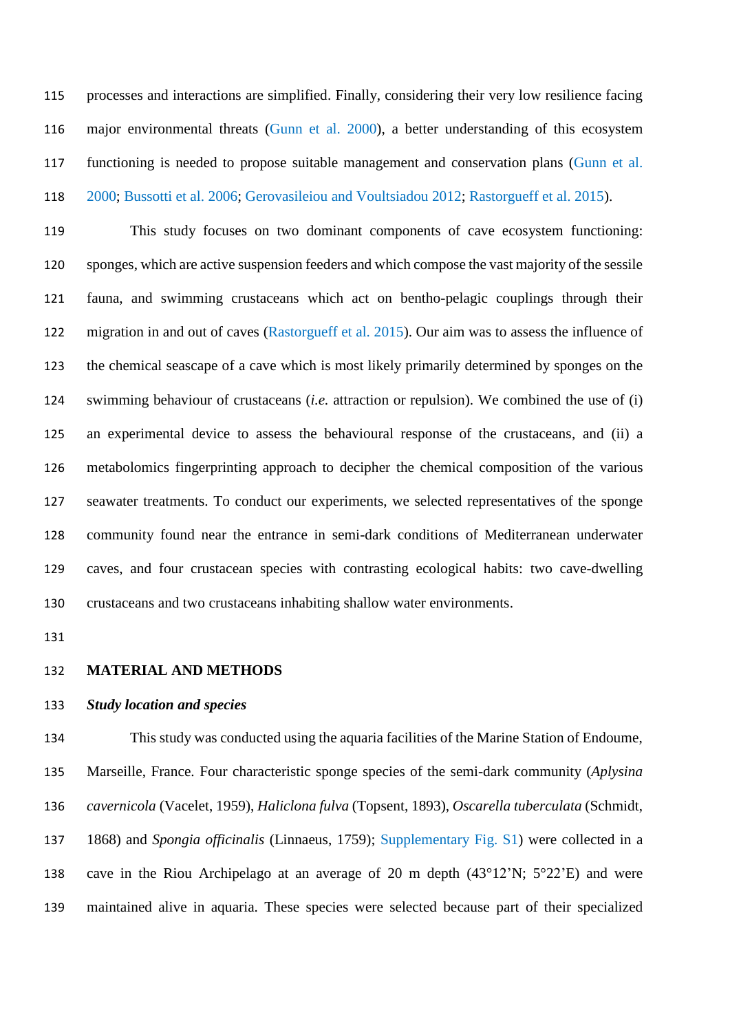processes and interactions are simplified. Finally, considering their very low resilience facing major environmental threats (Gunn et al. 2000), a better understanding of this ecosystem functioning is needed to propose suitable management and conservation plans (Gunn et al. 2000; Bussotti et al. 2006; Gerovasileiou and Voultsiadou 2012; Rastorgueff et al. 2015).

This study focuses on two dominant components of cave ecosystem functioning: sponges, which are active suspension feeders and which compose the vast majority of the sessile fauna, and swimming crustaceans which act on bentho-pelagic couplings through their migration in and out of caves (Rastorgueff et al. 2015). Our aim was to assess the influence of the chemical seascape of a cave which is most likely primarily determined by sponges on the swimming behaviour of crustaceans (*i.e.* attraction or repulsion). We combined the use of (i) an experimental device to assess the behavioural response of the crustaceans, and (ii) a metabolomics fingerprinting approach to decipher the chemical composition of the various seawater treatments. To conduct our experiments, we selected representatives of the sponge community found near the entrance in semi-dark conditions of Mediterranean underwater caves, and four crustacean species with contrasting ecological habits: two cave-dwelling crustaceans and two crustaceans inhabiting shallow water environments.

## MATERIAL AND METHODS

### *Study location and species*

This study was conducted using the aquaria facilities of the Marine Station of Endoume, Marseille, France. Four characteristic sponge species of the semi-dark community (*Aplysina cavernicola* (Vacelet, 1959), *Haliclona fulva* (Topsent, 1893), *Oscarella tuberculata* (Schmidt, 1868) and *Spongia officinalis* (Linnaeus, 1759); Supplementary Fig. S1) were collected in a cave in the Riou Archipelago at an average of 20 m depth (43°12'N; 5°22'E) and were maintained alive in aquaria. These species were selected because part of their specialized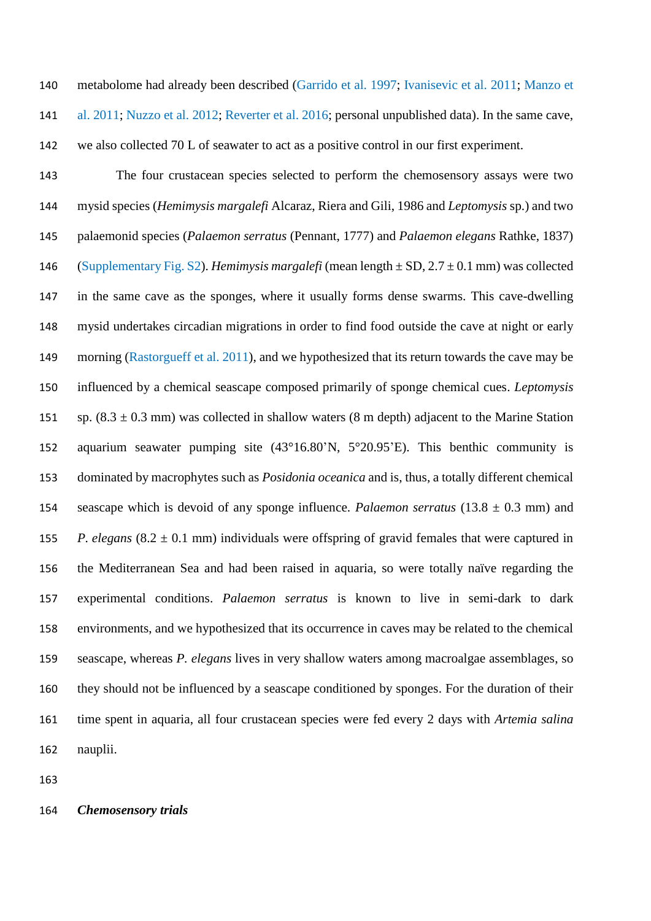metabolome had already been described (Garrido et al. 1997; Ivanisevic et al. 2011; Manzo et al. 2011; Nuzzo et al. 2012; Reverter et al. 2016; personal unpublished data). In the same cave, we also collected 70 L of seawater to act as a positive control in our first experiment.

The four crustacean species selected to perform the chemosensory assays were two mysid species (*Hemimysis margalefi* Alcaraz, Riera and Gili, 1986 and *Leptomysis* sp.) and two palaemonid species (*Palaemon serratus* (Pennant, 1777) and *Palaemon elegans* Rathke, 1837) (Supplementary Fig. S2). *Hemimysis margalefi* (mean length ± SD, 2.7 ± 0.1 mm) was collected in the same cave as the sponges, where it usually forms dense swarms. This cave-dwelling mysid undertakes circadian migrations in order to find food outside the cave at night or early morning (Rastorgueff et al. 2011), and we hypothesized that its return towards the cave may be influenced by a chemical seascape composed primarily of sponge chemical cues. *Leptomysis* sp. (8.3 ± 0.3 mm) was collected in shallow waters (8 m depth) adjacent to the Marine Station aquarium seawater pumping site (43°16.80'N, 5°20.95'E). This benthic community is dominated by macrophytes such as *Posidonia oceanica* and is, thus, a totally different chemical seascape which is devoid of any sponge influence. *Palaemon serratus* (13.8 ± 0.3 mm) and *P. elegans* (8.2 ± 0.1 mm) individuals were offspring of gravid females that were captured in the Mediterranean Sea and had been raised in aquaria, so were totally naïve regarding the experimental conditions. *Palaemon serratus* is known to live in semi-dark to dark environments, and we hypothesized that its occurrence in caves may be related to the chemical seascape, whereas *P. elegans* lives in very shallow waters among macroalgae assemblages, so they should not be influenced by a seascape conditioned by sponges. For the duration of their time spent in aquaria, all four crustacean species were fed every 2 days with *Artemia salina* nauplii.

***Chemosensory trials***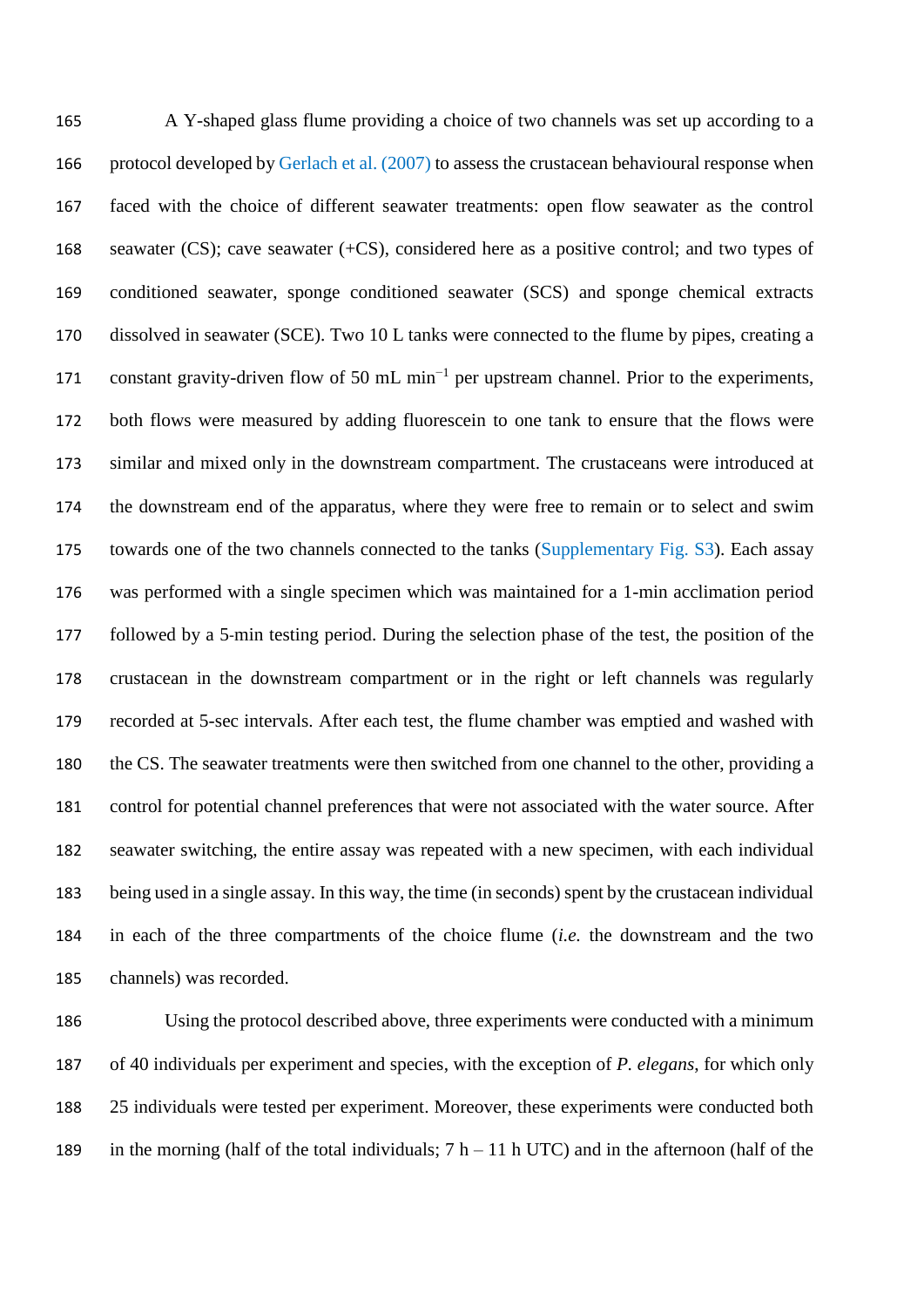A Y-shaped glass flume providing a choice of two channels was set up according to a protocol developed by Gerlach et al. (2007) to assess the crustacean behavioural response when faced with the choice of different seawater treatments: open flow seawater as the control seawater (CS); cave seawater (+CS), considered here as a positive control; and two types of conditioned seawater, sponge conditioned seawater (SCS) and sponge chemical extracts dissolved in seawater (SCE). Two 10 L tanks were connected to the flume by pipes, creating a constant gravity-driven flow of 50 mL min$^{-1}$ per upstream channel. Prior to the experiments, both flows were measured by adding fluorescein to one tank to ensure that the flows were similar and mixed only in the downstream compartment. The crustaceans were introduced at the downstream end of the apparatus, where they were free to remain or to select and swim towards one of the two channels connected to the tanks (Supplementary Fig. S3). Each assay was performed with a single specimen which was maintained for a 1-min acclimation period followed by a 5-min testing period. During the selection phase of the test, the position of the crustacean in the downstream compartment or in the right or left channels was regularly recorded at 5-sec intervals. After each test, the flume chamber was emptied and washed with the CS. The seawater treatments were then switched from one channel to the other, providing a control for potential channel preferences that were not associated with the water source. After seawater switching, the entire assay was repeated with a new specimen, with each individual being used in a single assay. In this way, the time (in seconds) spent by the crustacean individual in each of the three compartments of the choice flume (*i.e.* the downstream and the two channels) was recorded.

Using the protocol described above, three experiments were conducted with a minimum of 40 individuals per experiment and species, with the exception of *P. elegans*, for which only 25 individuals were tested per experiment. Moreover, these experiments were conducted both in the morning (half of the total individuals; 7 h – 11 h UTC) and in the afternoon (half of the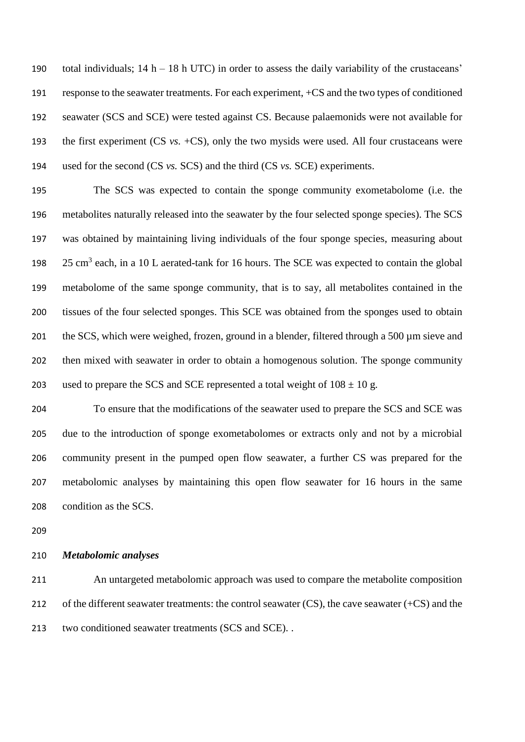total individuals; 14 h – 18 h UTC) in order to assess the daily variability of the crustaceans' response to the seawater treatments. For each experiment, +CS and the two types of conditioned seawater (SCS and SCE) were tested against CS. Because palaemonids were not available for the first experiment (CS *vs.* +CS), only the two mysids were used. All four crustaceans were used for the second (CS *vs.* SCS) and the third (CS *vs.* SCE) experiments.

The SCS was expected to contain the sponge community exometabolome (i.e. the metabolites naturally released into the seawater by the four selected sponge species). The SCS was obtained by maintaining living individuals of the four sponge species, measuring about 25 $cm^3$ each, in a 10 L aerated-tank for 16 hours. The SCE was expected to contain the global metabolome of the same sponge community, that is to say, all metabolites contained in the tissues of the four selected sponges. This SCE was obtained from the sponges used to obtain the SCS, which were weighed, frozen, ground in a blender, filtered through a 500 µm sieve and then mixed with seawater in order to obtain a homogenous solution. The sponge community used to prepare the SCS and SCE represented a total weight of $108 \pm 10$ g.

To ensure that the modifications of the seawater used to prepare the SCS and SCE was due to the introduction of sponge exometabolomes or extracts only and not by a microbial community present in the pumped open flow seawater, a further CS was prepared for the metabolomic analyses by maintaining this open flow seawater for 16 hours in the same condition as the SCS.

### *Metabolomic analyses*

An untargeted metabolomic approach was used to compare the metabolite composition of the different seawater treatments: the control seawater (CS), the cave seawater (+CS) and the two conditioned seawater treatments (SCS and SCE). .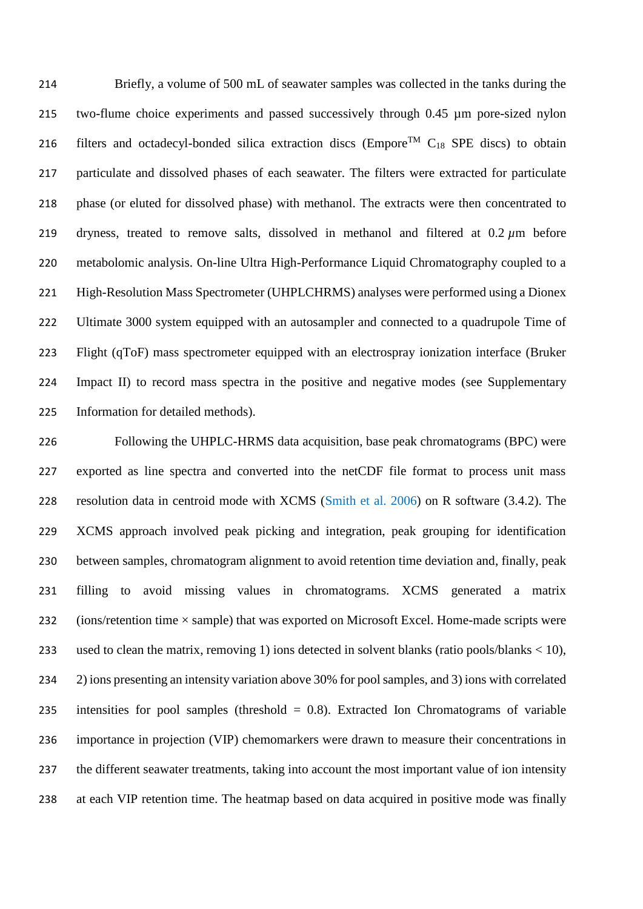Briefly, a volume of 500 mL of seawater samples was collected in the tanks during the two-flume choice experiments and passed successively through 0.45 µm pore-sized nylon filters and octadecyl-bonded silica extraction discs (Empore™ $C_{18}$ SPE discs) to obtain particulate and dissolved phases of each seawater. The filters were extracted for particulate phase (or eluted for dissolved phase) with methanol. The extracts were then concentrated to dryness, treated to remove salts, dissolved in methanol and filtered at 0.2 $\mu$m before metabolomic analysis. On-line Ultra High-Performance Liquid Chromatography coupled to a High-Resolution Mass Spectrometer (UHPLCHRMS) analyses were performed using a Dionex Ultimate 3000 system equipped with an autosampler and connected to a quadrupole Time of Flight (qToF) mass spectrometer equipped with an electrospray ionization interface (Bruker Impact II) to record mass spectra in the positive and negative modes (see Supplementary Information for detailed methods).

Following the UHPLC-HRMS data acquisition, base peak chromatograms (BPC) were exported as line spectra and converted into the netCDF file format to process unit mass resolution data in centroid mode with XCMS (Smith et al. 2006) on R software (3.4.2). The XCMS approach involved peak picking and integration, peak grouping for identification between samples, chromatogram alignment to avoid retention time deviation and, finally, peak filling to avoid missing values in chromatograms. XCMS generated a matrix (ions/retention time × sample) that was exported on Microsoft Excel. Home-made scripts were used to clean the matrix, removing 1) ions detected in solvent blanks (ratio pools/blanks < 10), 2) ions presenting an intensity variation above 30% for pool samples, and 3) ions with correlated intensities for pool samples (threshold = 0.8). Extracted Ion Chromatograms of variable importance in projection (VIP) chemomarkers were drawn to measure their concentrations in the different seawater treatments, taking into account the most important value of ion intensity at each VIP retention time. The heatmap based on data acquired in positive mode was finally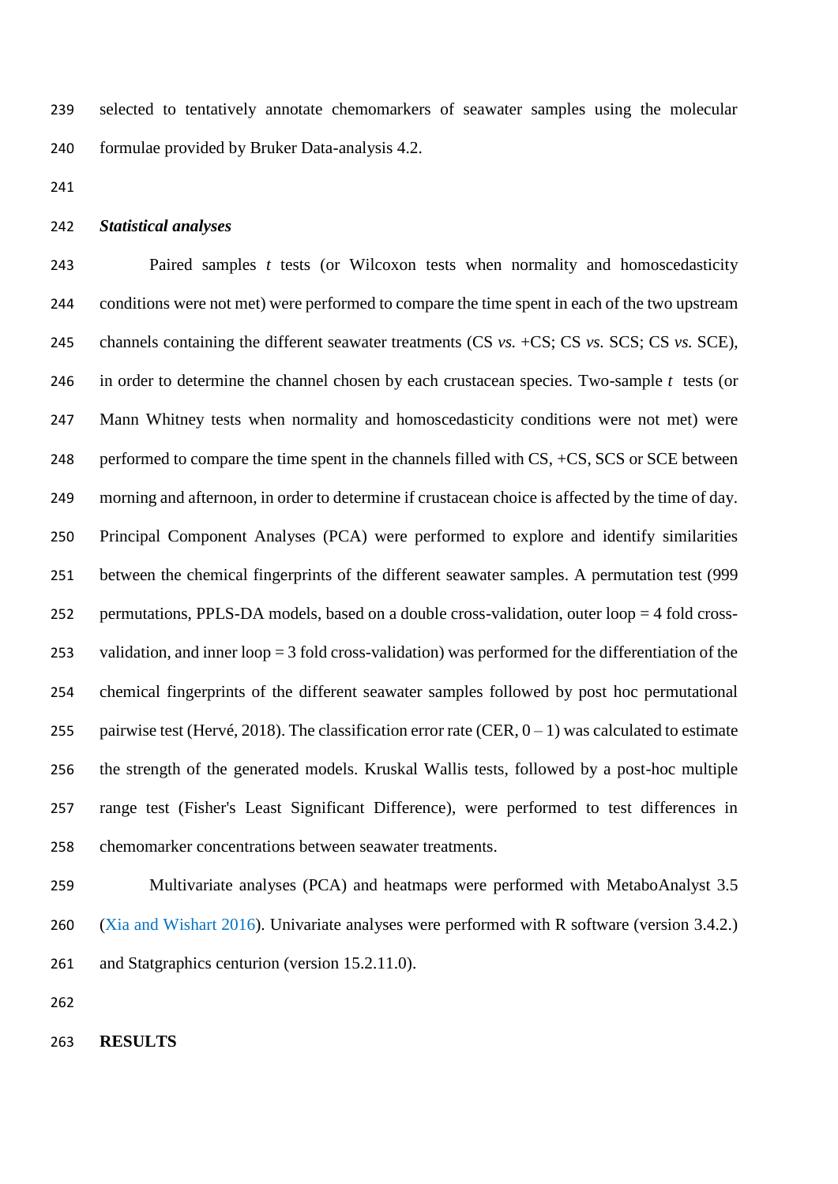selected to tentatively annotate chemomarkers of seawater samples using the molecular formulae provided by Bruker Data-analysis 4.2.

***Statistical analyses***

Paired samples *t* tests (or Wilcoxon tests when normality and homoscedasticity conditions were not met) were performed to compare the time spent in each of the two upstream channels containing the different seawater treatments (CS *vs.* +CS; CS *vs.* SCS; CS *vs.* SCE), in order to determine the channel chosen by each crustacean species. Two-sample *t* tests (or Mann Whitney tests when normality and homoscedasticity conditions were not met) were performed to compare the time spent in the channels filled with CS, +CS, SCS or SCE between morning and afternoon, in order to determine if crustacean choice is affected by the time of day. Principal Component Analyses (PCA) were performed to explore and identify similarities between the chemical fingerprints of the different seawater samples. A permutation test (999 permutations, PPLS-DA models, based on a double cross-validation, outer loop = 4 fold cross-validation, and inner loop = 3 fold cross-validation) was performed for the differentiation of the chemical fingerprints of the different seawater samples followed by post hoc permutational pairwise test (Hervé, 2018). The classification error rate (CER, 0 – 1) was calculated to estimate the strength of the generated models. Kruskal Wallis tests, followed by a post-hoc multiple range test (Fisher's Least Significant Difference), were performed to test differences in chemomarker concentrations between seawater treatments.

Multivariate analyses (PCA) and heatmaps were performed with MetaboAnalyst 3.5 (Xia and Wishart 2016). Univariate analyses were performed with R software (version 3.4.2.) and Statgraphics centurion (version 15.2.11.0).

## RESULTS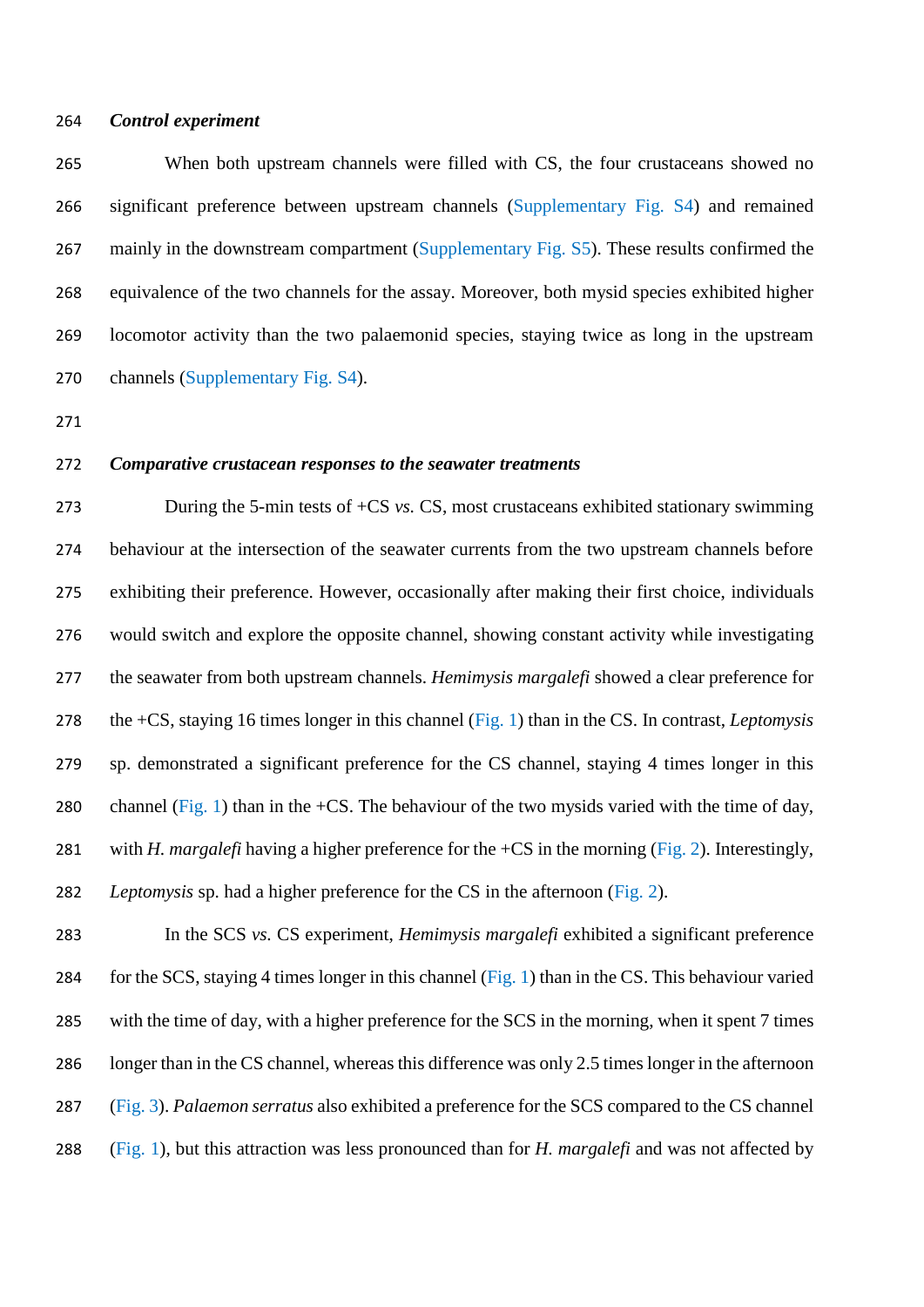### *Control experiment*

When both upstream channels were filled with CS, the four crustaceans showed no significant preference between upstream channels (Supplementary Fig. S4) and remained mainly in the downstream compartment (Supplementary Fig. S5). These results confirmed the equivalence of the two channels for the assay. Moreover, both mysid species exhibited higher locomotor activity than the two palaemonid species, staying twice as long in the upstream channels (Supplementary Fig. S4).

### *Comparative crustacean responses to the seawater treatments*

During the 5-min tests of +CS *vs.* CS, most crustaceans exhibited stationary swimming behaviour at the intersection of the seawater currents from the two upstream channels before exhibiting their preference. However, occasionally after making their first choice, individuals would switch and explore the opposite channel, showing constant activity while investigating the seawater from both upstream channels. *Hemimysis margalefi* showed a clear preference for the +CS, staying 16 times longer in this channel (Fig. 1) than in the CS. In contrast, *Leptomysis* sp. demonstrated a significant preference for the CS channel, staying 4 times longer in this channel (Fig. 1) than in the +CS. The behaviour of the two mysids varied with the time of day, with *H. margalefi* having a higher preference for the +CS in the morning (Fig. 2). Interestingly, *Leptomysis* sp. had a higher preference for the CS in the afternoon (Fig. 2).

In the SCS *vs.* CS experiment, *Hemimysis margalefi* exhibited a significant preference for the SCS, staying 4 times longer in this channel (Fig. 1) than in the CS. This behaviour varied with the time of day, with a higher preference for the SCS in the morning, when it spent 7 times longer than in the CS channel, whereas this difference was only 2.5 times longer in the afternoon (Fig. 3). *Palaemon serratus* also exhibited a preference for the SCS compared to the CS channel (Fig. 1), but this attraction was less pronounced than for *H. margalefi* and was not affected by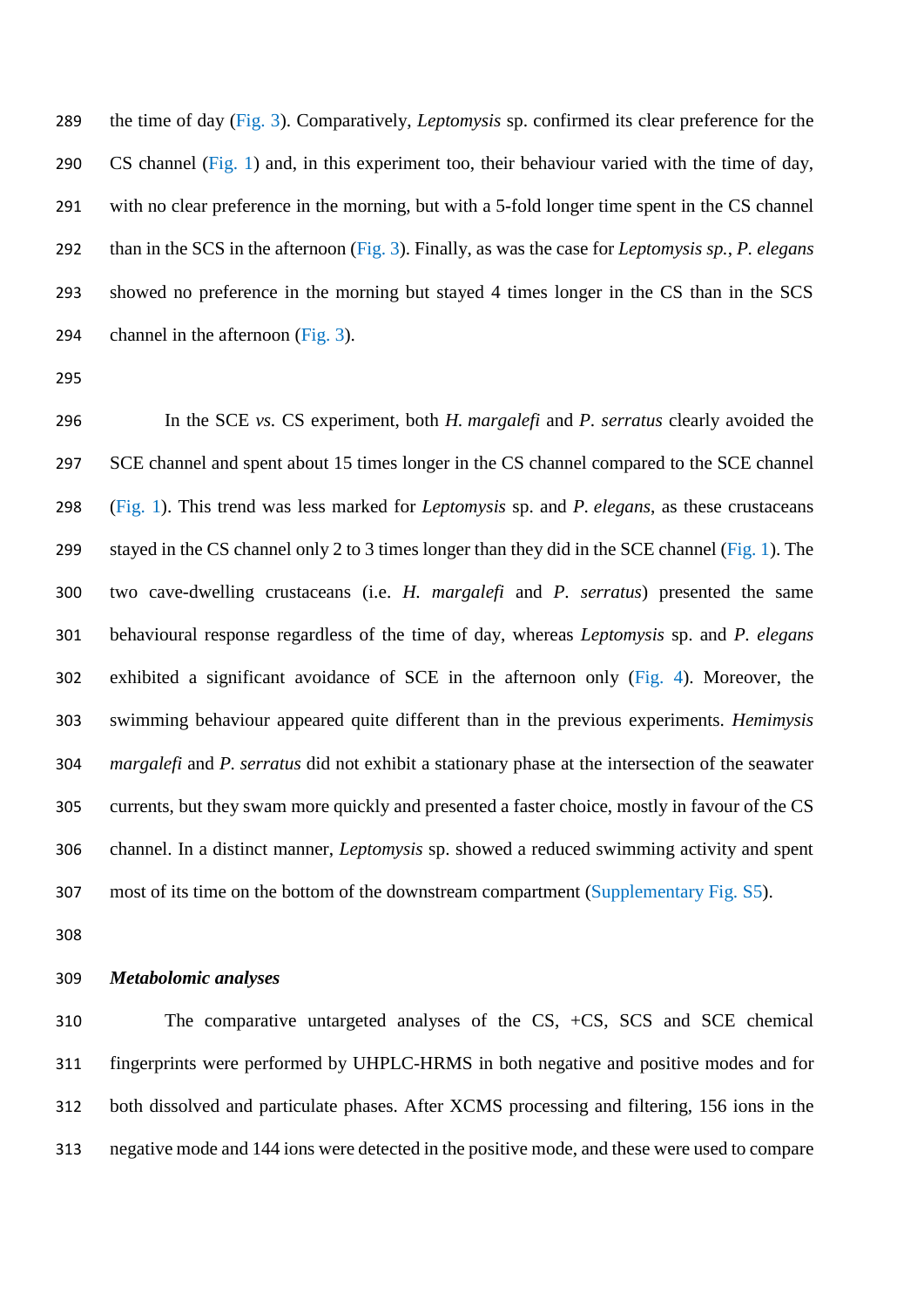the time of day (Fig. 3). Comparatively, *Leptomysis* sp. confirmed its clear preference for the CS channel (Fig. 1) and, in this experiment too, their behaviour varied with the time of day, with no clear preference in the morning, but with a 5-fold longer time spent in the CS channel than in the SCS in the afternoon (Fig. 3). Finally, as was the case for *Leptomysis sp.*, *P. elegans* showed no preference in the morning but stayed 4 times longer in the CS than in the SCS channel in the afternoon (Fig. 3).

In the SCE *vs.* CS experiment, both *H. margalefi* and *P. serratus* clearly avoided the SCE channel and spent about 15 times longer in the CS channel compared to the SCE channel (Fig. 1). This trend was less marked for *Leptomysis* sp. and *P. elegans*, as these crustaceans stayed in the CS channel only 2 to 3 times longer than they did in the SCE channel (Fig. 1). The two cave-dwelling crustaceans (i.e. *H. margalefi* and *P. serratus*) presented the same behavioural response regardless of the time of day, whereas *Leptomysis* sp. and *P. elegans* exhibited a significant avoidance of SCE in the afternoon only (Fig. 4). Moreover, the swimming behaviour appeared quite different than in the previous experiments. *Hemimysis margalefi* and *P. serratus* did not exhibit a stationary phase at the intersection of the seawater currents, but they swam more quickly and presented a faster choice, mostly in favour of the CS channel. In a distinct manner, *Leptomysis* sp. showed a reduced swimming activity and spent most of its time on the bottom of the downstream compartment (Supplementary Fig. S5).

***Metabolomic analyses***

The comparative untargeted analyses of the CS, +CS, SCS and SCE chemical fingerprints were performed by UHPLC-HRMS in both negative and positive modes and for both dissolved and particulate phases. After XCMS processing and filtering, 156 ions in the negative mode and 144 ions were detected in the positive mode, and these were used to compare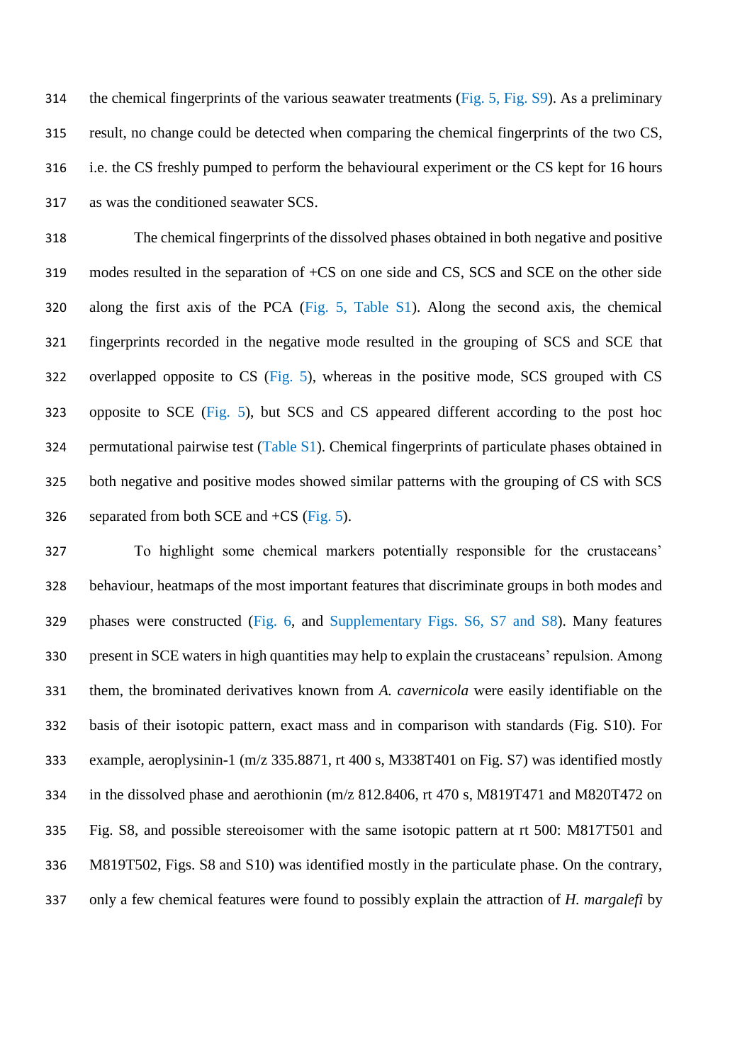the chemical fingerprints of the various seawater treatments (Fig. 5, Fig. S9). As a preliminary result, no change could be detected when comparing the chemical fingerprints of the two CS, i.e. the CS freshly pumped to perform the behavioural experiment or the CS kept for 16 hours as was the conditioned seawater SCS.

The chemical fingerprints of the dissolved phases obtained in both negative and positive modes resulted in the separation of +CS on one side and CS, SCS and SCE on the other side along the first axis of the PCA (Fig. 5, Table S1). Along the second axis, the chemical fingerprints recorded in the negative mode resulted in the grouping of SCS and SCE that overlapped opposite to CS (Fig. 5), whereas in the positive mode, SCS grouped with CS opposite to SCE (Fig. 5), but SCS and CS appeared different according to the post hoc permutational pairwise test (Table S1). Chemical fingerprints of particulate phases obtained in both negative and positive modes showed similar patterns with the grouping of CS with SCS separated from both SCE and +CS (Fig. 5).

To highlight some chemical markers potentially responsible for the crustaceans' behaviour, heatmaps of the most important features that discriminate groups in both modes and phases were constructed (Fig. 6, and Supplementary Figs. S6, S7 and S8). Many features present in SCE waters in high quantities may help to explain the crustaceans' repulsion. Among them, the brominated derivatives known from *A. cavernicola* were easily identifiable on the basis of their isotopic pattern, exact mass and in comparison with standards (Fig. S10). For example, aeroplysinin-1 (m/z 335.8871, rt 400 s, M338T401 on Fig. S7) was identified mostly in the dissolved phase and aerothionin (m/z 812.8406, rt 470 s, M819T471 and M820T472 on Fig. S8, and possible stereoisomer with the same isotopic pattern at rt 500: M817T501 and M819T502, Figs. S8 and S10) was identified mostly in the particulate phase. On the contrary, only a few chemical features were found to possibly explain the attraction of *H. margalefi* by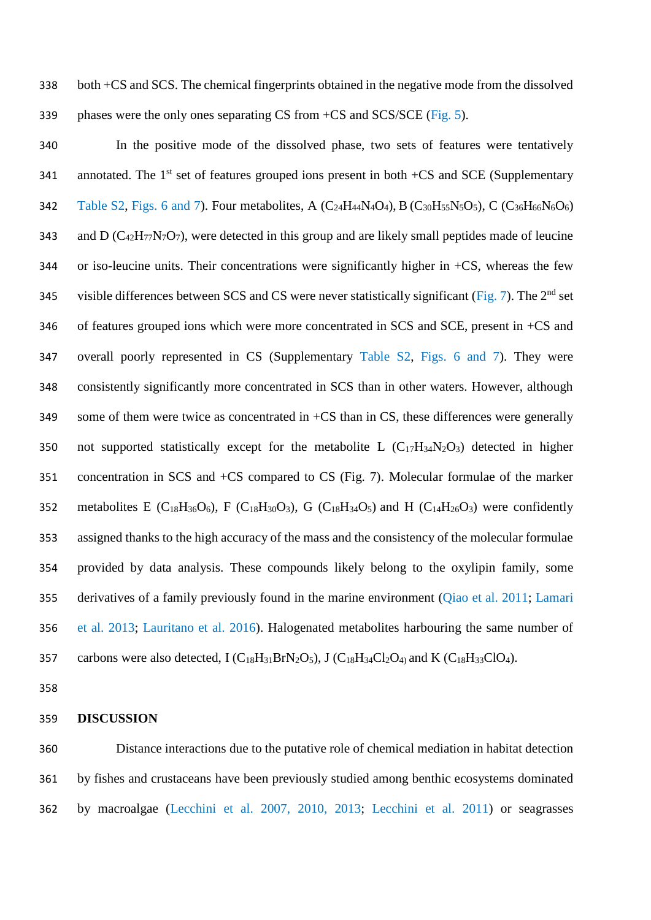both +CS and SCS. The chemical fingerprints obtained in the negative mode from the dissolved phases were the only ones separating CS from +CS and SCS/SCE (Fig. 5).

In the positive mode of the dissolved phase, two sets of features were tentatively annotated. The 1st set of features grouped ions present in both +CS and SCE (Supplementary Table S2, Figs. 6 and 7). Four metabolites, A ($C_{24}H_{44}N_4O_4$), B ($C_{30}H_{55}N_5O_5$), C ($C_{36}H_{66}N_6O_6$) and D ($C_{42}H_{77}N_7O_7$), were detected in this group and are likely small peptides made of leucine or iso-leucine units. Their concentrations were significantly higher in +CS, whereas the few visible differences between SCS and CS were never statistically significant (Fig. 7). The 2nd set of features grouped ions which were more concentrated in SCS and SCE, present in +CS and overall poorly represented in CS (Supplementary Table S2, Figs. 6 and 7). They were consistently significantly more concentrated in SCS than in other waters. However, although some of them were twice as concentrated in +CS than in CS, these differences were generally not supported statistically except for the metabolite L ($C_{17}H_{34}N_2O_3$) detected in higher concentration in SCS and +CS compared to CS (Fig. 7). Molecular formulae of the marker metabolites E ($C_{18}H_{36}O_6$), F ($C_{18}H_{30}O_3$), G ($C_{18}H_{34}O_5$) and H ($C_{14}H_{26}O_3$) were confidently assigned thanks to the high accuracy of the mass and the consistency of the molecular formulae provided by data analysis. These compounds likely belong to the oxylipin family, some derivatives of a family previously found in the marine environment (Qiao et al. 2011; Lamari et al. 2013; Lauritano et al. 2016). Halogenated metabolites harbouring the same number of carbons were also detected, I ($C_{18}H_{31}BrN_2O_5$), J ($C_{18}H_{34}Cl_2O_4$) and K ($C_{18}H_{33}ClO_4$).

## DISCUSSION

Distance interactions due to the putative role of chemical mediation in habitat detection by fishes and crustaceans have been previously studied among benthic ecosystems dominated by macroalgae (Lecchini et al. 2007, 2010, 2013; Lecchini et al. 2011) or seagrasses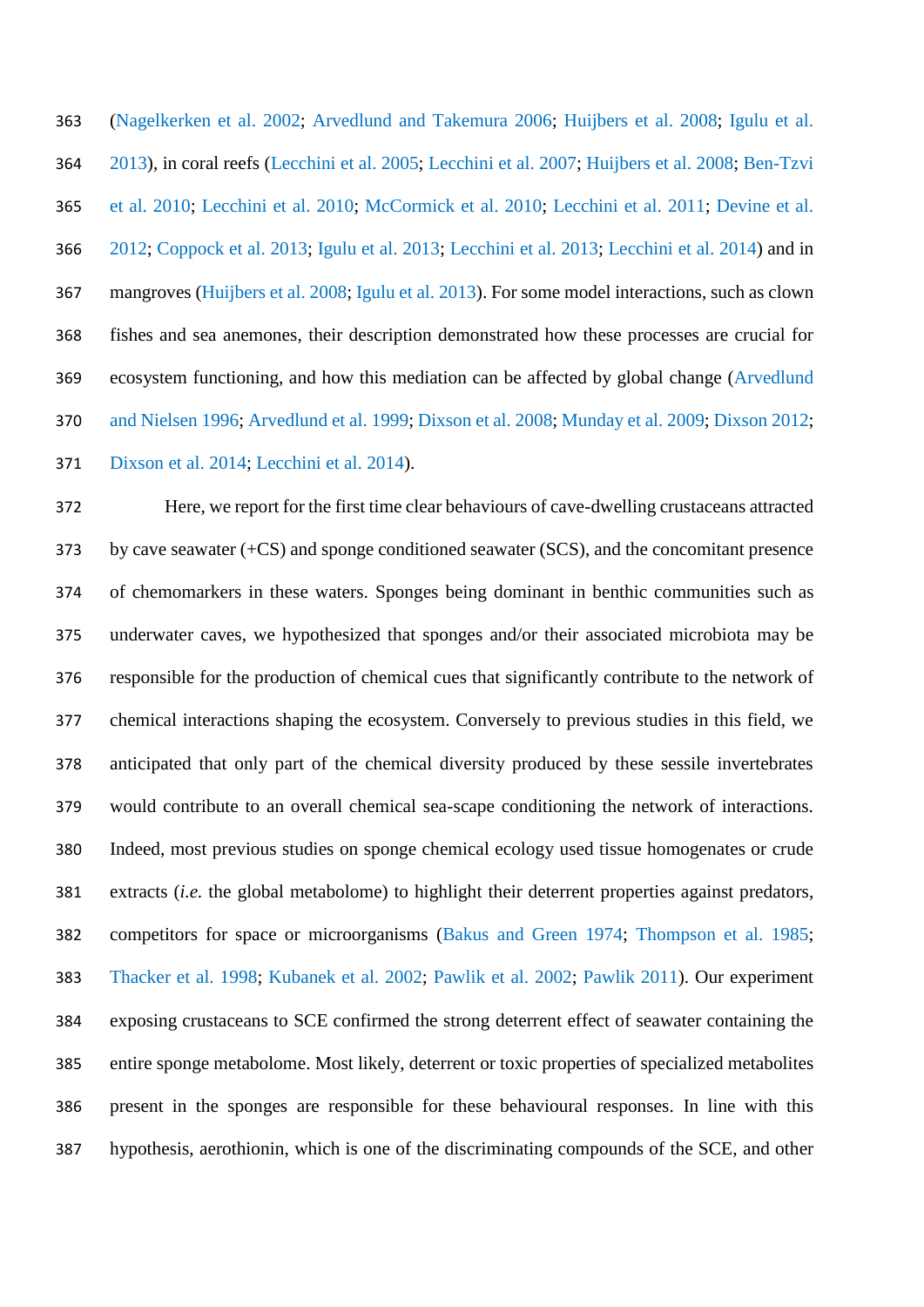(Nagelkerken et al. 2002; Arvedlund and Takemura 2006; Huijbers et al. 2008; Igulu et al. 2013), in coral reefs (Lecchini et al. 2005; Lecchini et al. 2007; Huijbers et al. 2008; Ben-Tzvi et al. 2010; Lecchini et al. 2010; McCormick et al. 2010; Lecchini et al. 2011; Devine et al. 2012; Coppock et al. 2013; Igulu et al. 2013; Lecchini et al. 2013; Lecchini et al. 2014) and in mangroves (Huijbers et al. 2008; Igulu et al. 2013). For some model interactions, such as clown fishes and sea anemones, their description demonstrated how these processes are crucial for ecosystem functioning, and how this mediation can be affected by global change (Arvedlund and Nielsen 1996; Arvedlund et al. 1999; Dixson et al. 2008; Munday et al. 2009; Dixson 2012; Dixson et al. 2014; Lecchini et al. 2014).

Here, we report for the first time clear behaviours of cave-dwelling crustaceans attracted by cave seawater (+CS) and sponge conditioned seawater (SCS), and the concomitant presence of chemomarkers in these waters. Sponges being dominant in benthic communities such as underwater caves, we hypothesized that sponges and/or their associated microbiota may be responsible for the production of chemical cues that significantly contribute to the network of chemical interactions shaping the ecosystem. Conversely to previous studies in this field, we anticipated that only part of the chemical diversity produced by these sessile invertebrates would contribute to an overall chemical sea-scape conditioning the network of interactions. Indeed, most previous studies on sponge chemical ecology used tissue homogenates or crude extracts (*i.e.* the global metabolome) to highlight their deterrent properties against predators, competitors for space or microorganisms (Bakus and Green 1974; Thompson et al. 1985; Thacker et al. 1998; Kubanek et al. 2002; Pawlik et al. 2002; Pawlik 2011). Our experiment exposing crustaceans to SCE confirmed the strong deterrent effect of seawater containing the entire sponge metabolome. Most likely, deterrent or toxic properties of specialized metabolites present in the sponges are responsible for these behavioural responses. In line with this hypothesis, aerothionin, which is one of the discriminating compounds of the SCE, and other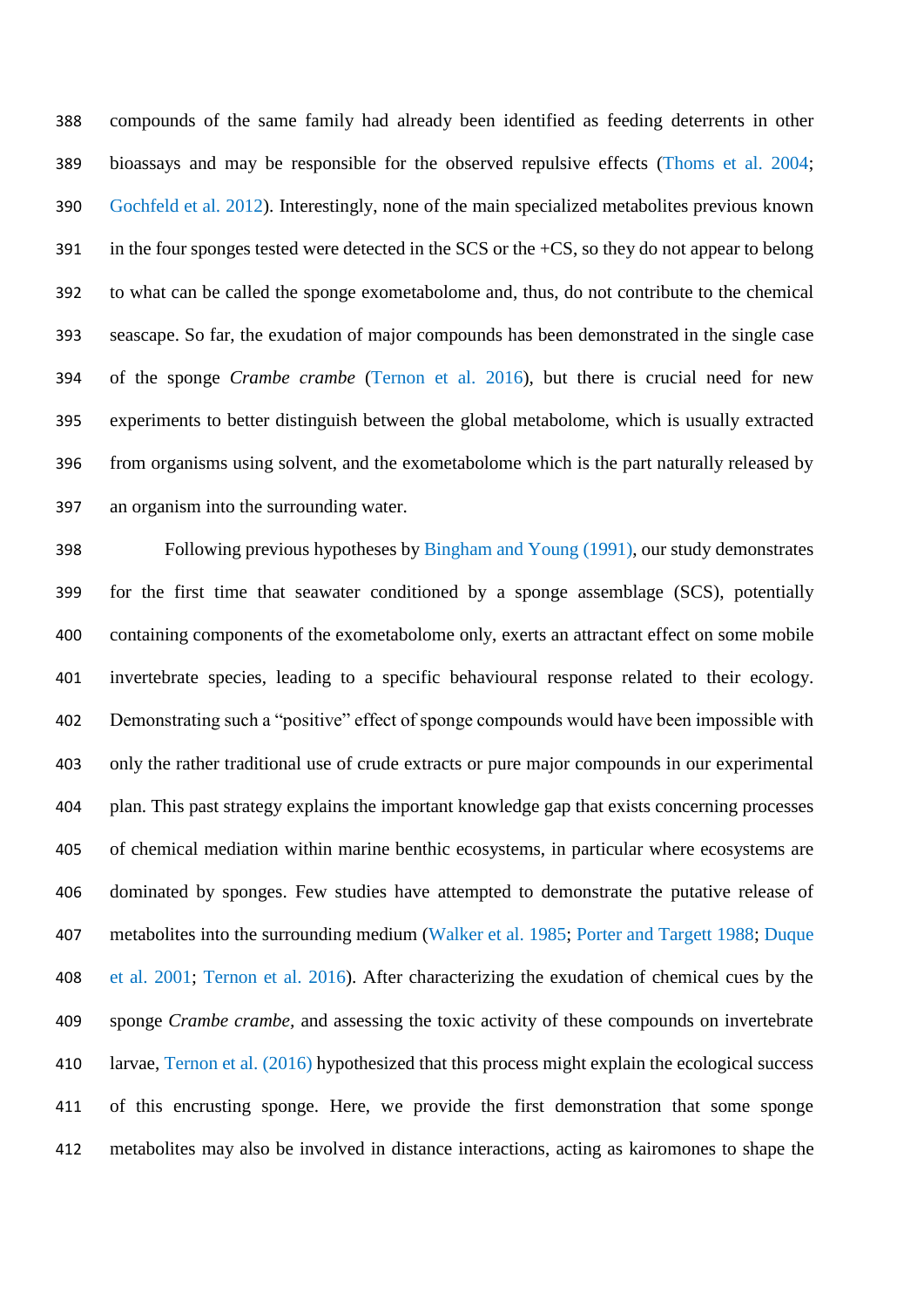compounds of the same family had already been identified as feeding deterrents in other bioassays and may be responsible for the observed repulsive effects (Thoms et al. 2004; Gochfeld et al. 2012). Interestingly, none of the main specialized metabolites previous known in the four sponges tested were detected in the SCS or the +CS, so they do not appear to belong to what can be called the sponge exometabolome and, thus, do not contribute to the chemical seascape. So far, the exudation of major compounds has been demonstrated in the single case of the sponge *Crambe crambe* (Ternon et al. 2016), but there is crucial need for new experiments to better distinguish between the global metabolome, which is usually extracted from organisms using solvent, and the exometabolome which is the part naturally released by an organism into the surrounding water.

Following previous hypotheses by Bingham and Young (1991), our study demonstrates for the first time that seawater conditioned by a sponge assemblage (SCS), potentially containing components of the exometabolome only, exerts an attractant effect on some mobile invertebrate species, leading to a specific behavioural response related to their ecology. Demonstrating such a "positive" effect of sponge compounds would have been impossible with only the rather traditional use of crude extracts or pure major compounds in our experimental plan. This past strategy explains the important knowledge gap that exists concerning processes of chemical mediation within marine benthic ecosystems, in particular where ecosystems are dominated by sponges. Few studies have attempted to demonstrate the putative release of metabolites into the surrounding medium (Walker et al. 1985; Porter and Targett 1988; Duque et al. 2001; Ternon et al. 2016). After characterizing the exudation of chemical cues by the sponge *Crambe crambe*, and assessing the toxic activity of these compounds on invertebrate larvae, Ternon et al. (2016) hypothesized that this process might explain the ecological success of this encrusting sponge. Here, we provide the first demonstration that some sponge metabolites may also be involved in distance interactions, acting as kairomones to shape the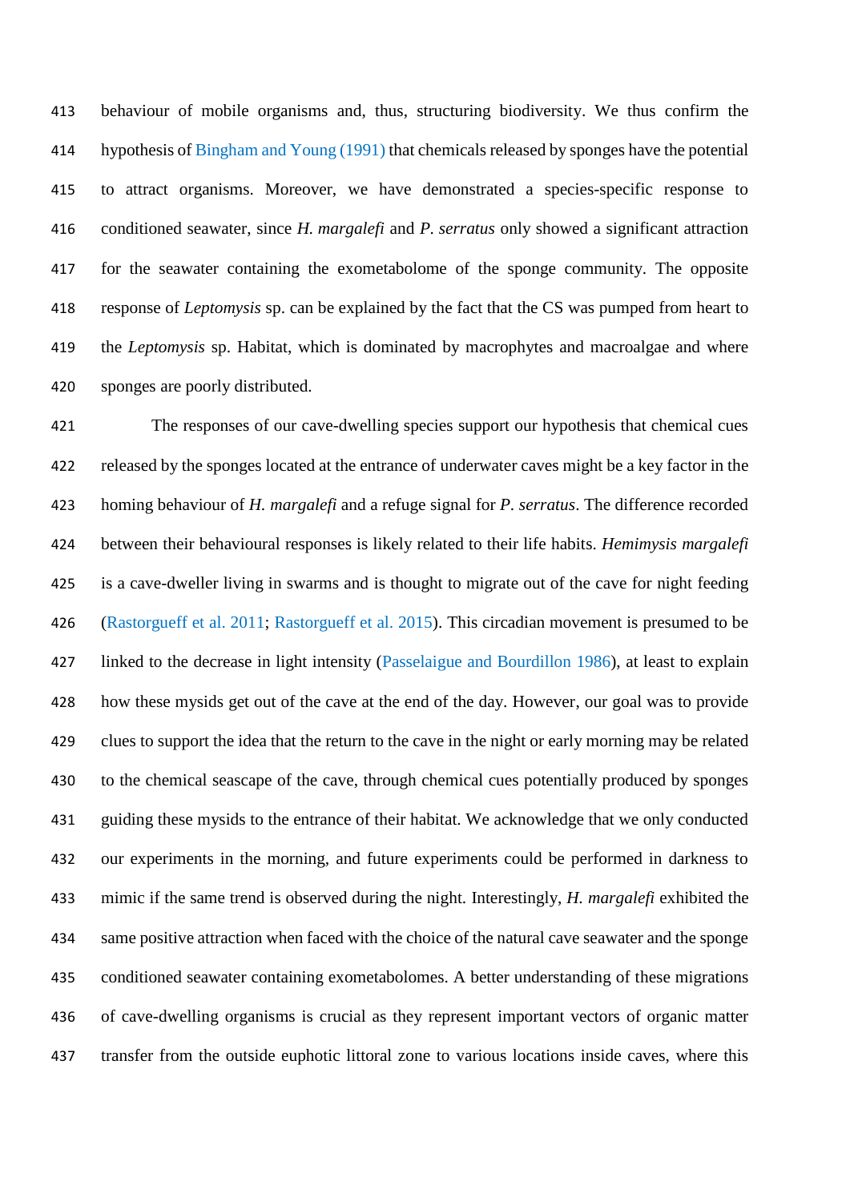behaviour of mobile organisms and, thus, structuring biodiversity. We thus confirm the hypothesis of Bingham and Young (1991) that chemicals released by sponges have the potential to attract organisms. Moreover, we have demonstrated a species-specific response to conditioned seawater, since *H. margalefi* and *P. serratus* only showed a significant attraction for the seawater containing the exometabolome of the sponge community. The opposite response of *Leptomysis* sp. can be explained by the fact that the CS was pumped from heart to the *Leptomysis* sp. Habitat, which is dominated by macrophytes and macroalgae and where sponges are poorly distributed.

The responses of our cave-dwelling species support our hypothesis that chemical cues released by the sponges located at the entrance of underwater caves might be a key factor in the homing behaviour of *H. margalefi* and a refuge signal for *P. serratus*. The difference recorded between their behavioural responses is likely related to their life habits. *Hemimysis margalefi* is a cave-dweller living in swarms and is thought to migrate out of the cave for night feeding (Rastorgueff et al. 2011; Rastorgueff et al. 2015). This circadian movement is presumed to be linked to the decrease in light intensity (Passelaigue and Bourdillon 1986), at least to explain how these mysids get out of the cave at the end of the day. However, our goal was to provide clues to support the idea that the return to the cave in the night or early morning may be related to the chemical seascape of the cave, through chemical cues potentially produced by sponges guiding these mysids to the entrance of their habitat. We acknowledge that we only conducted our experiments in the morning, and future experiments could be performed in darkness to mimic if the same trend is observed during the night. Interestingly, *H. margalefi* exhibited the same positive attraction when faced with the choice of the natural cave seawater and the sponge conditioned seawater containing exometabolomes. A better understanding of these migrations of cave-dwelling organisms is crucial as they represent important vectors of organic matter transfer from the outside euphotic littoral zone to various locations inside caves, where this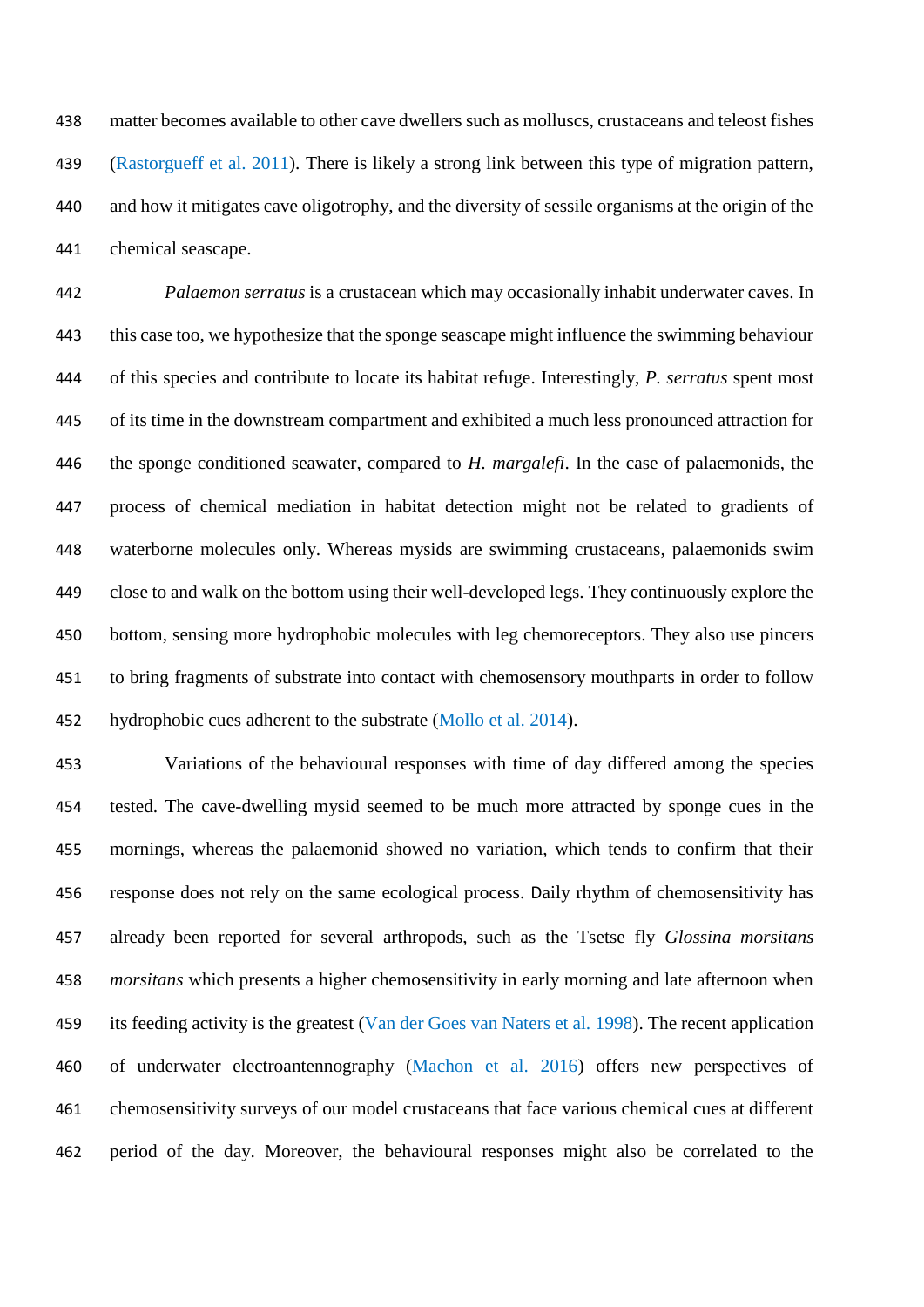matter becomes available to other cave dwellers such as molluscs, crustaceans and teleost fishes (Rastorgueff et al. 2011). There is likely a strong link between this type of migration pattern, and how it mitigates cave oligotrophy, and the diversity of sessile organisms at the origin of the chemical seascape.

*Palaemon serratus* is a crustacean which may occasionally inhabit underwater caves. In this case too, we hypothesize that the sponge seascape might influence the swimming behaviour of this species and contribute to locate its habitat refuge. Interestingly, *P. serratus* spent most of its time in the downstream compartment and exhibited a much less pronounced attraction for the sponge conditioned seawater, compared to *H. margalefi*. In the case of palaemonids, the process of chemical mediation in habitat detection might not be related to gradients of waterborne molecules only. Whereas mysids are swimming crustaceans, palaemonids swim close to and walk on the bottom using their well-developed legs. They continuously explore the bottom, sensing more hydrophobic molecules with leg chemoreceptors. They also use pincers to bring fragments of substrate into contact with chemosensory mouthparts in order to follow hydrophobic cues adherent to the substrate (Mollo et al. 2014).

Variations of the behavioural responses with time of day differed among the species tested. The cave-dwelling mysid seemed to be much more attracted by sponge cues in the mornings, whereas the palaemonid showed no variation, which tends to confirm that their response does not rely on the same ecological process. Daily rhythm of chemosensitivity has already been reported for several arthropods, such as the Tsetse fly *Glossina morsitans morsitans* which presents a higher chemosensitivity in early morning and late afternoon when its feeding activity is the greatest (Van der Goes van Naters et al. 1998). The recent application of underwater electroantennography (Machon et al. 2016) offers new perspectives of chemosensitivity surveys of our model crustaceans that face various chemical cues at different period of the day. Moreover, the behavioural responses might also be correlated to the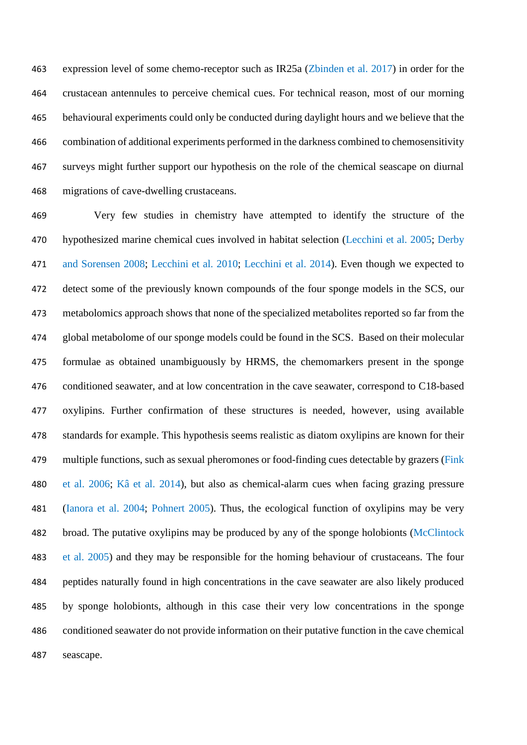expression level of some chemo-receptor such as IR25a (Zbinden et al. 2017) in order for the crustacean antennules to perceive chemical cues. For technical reason, most of our morning behavioural experiments could only be conducted during daylight hours and we believe that the combination of additional experiments performed in the darkness combined to chemosensitivity surveys might further support our hypothesis on the role of the chemical seascape on diurnal migrations of cave-dwelling crustaceans.

Very few studies in chemistry have attempted to identify the structure of the hypothesized marine chemical cues involved in habitat selection (Lecchini et al. 2005; Derby and Sorensen 2008; Lecchini et al. 2010; Lecchini et al. 2014). Even though we expected to detect some of the previously known compounds of the four sponge models in the SCS, our metabolomics approach shows that none of the specialized metabolites reported so far from the global metabolome of our sponge models could be found in the SCS. Based on their molecular formulae as obtained unambiguously by HRMS, the chemomarkers present in the sponge conditioned seawater, and at low concentration in the cave seawater, correspond to C18-based oxylipins. Further confirmation of these structures is needed, however, using available standards for example. This hypothesis seems realistic as diatom oxylipins are known for their multiple functions, such as sexual pheromones or food-finding cues detectable by grazers (Fink et al. 2006; Kâ et al. 2014), but also as chemical-alarm cues when facing grazing pressure (Ianora et al. 2004; Pohnert 2005). Thus, the ecological function of oxylipins may be very broad. The putative oxylipins may be produced by any of the sponge holobionts (McClintock et al. 2005) and they may be responsible for the homing behaviour of crustaceans. The four peptides naturally found in high concentrations in the cave seawater are also likely produced by sponge holobionts, although in this case their very low concentrations in the sponge conditioned seawater do not provide information on their putative function in the cave chemical seascape.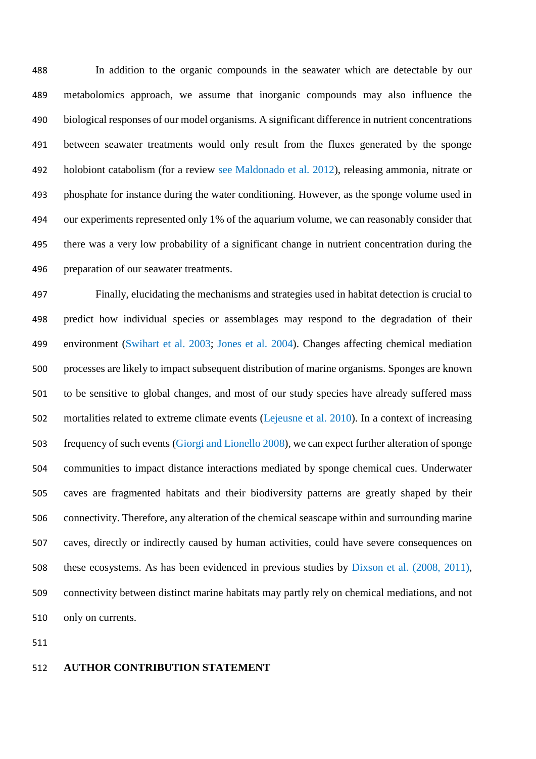In addition to the organic compounds in the seawater which are detectable by our metabolomics approach, we assume that inorganic compounds may also influence the biological responses of our model organisms. A significant difference in nutrient concentrations between seawater treatments would only result from the fluxes generated by the sponge holobiont catabolism (for a review see Maldonado et al. 2012), releasing ammonia, nitrate or phosphate for instance during the water conditioning. However, as the sponge volume used in our experiments represented only 1% of the aquarium volume, we can reasonably consider that there was a very low probability of a significant change in nutrient concentration during the preparation of our seawater treatments.

Finally, elucidating the mechanisms and strategies used in habitat detection is crucial to predict how individual species or assemblages may respond to the degradation of their environment (Swihart et al. 2003; Jones et al. 2004). Changes affecting chemical mediation processes are likely to impact subsequent distribution of marine organisms. Sponges are known to be sensitive to global changes, and most of our study species have already suffered mass mortalities related to extreme climate events (Lejeusne et al. 2010). In a context of increasing frequency of such events (Giorgi and Lionello 2008), we can expect further alteration of sponge communities to impact distance interactions mediated by sponge chemical cues. Underwater caves are fragmented habitats and their biodiversity patterns are greatly shaped by their connectivity. Therefore, any alteration of the chemical seascape within and surrounding marine caves, directly or indirectly caused by human activities, could have severe consequences on these ecosystems. As has been evidenced in previous studies by Dixson et al. (2008, 2011), connectivity between distinct marine habitats may partly rely on chemical mediations, and not only on currents.

## AUTHOR CONTRIBUTION STATEMENT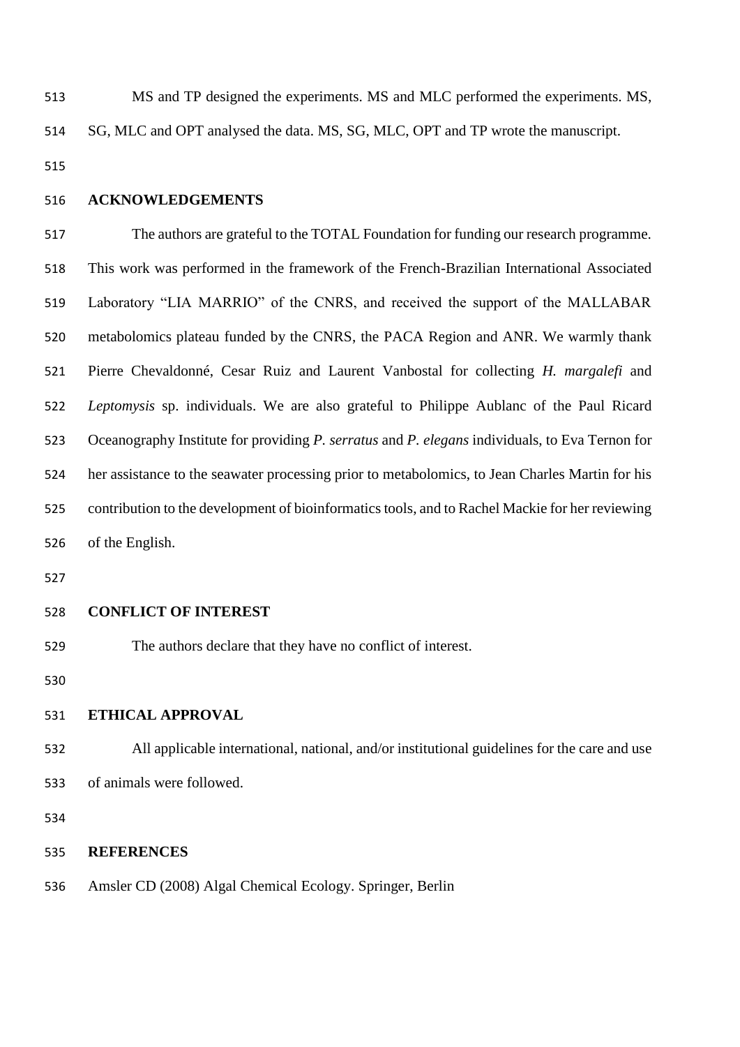MS and TP designed the experiments. MS and MLC performed the experiments. MS, SG, MLC and OPT analysed the data. MS, SG, MLC, OPT and TP wrote the manuscript.

## ACKNOWLEDGEMENTS

The authors are grateful to the TOTAL Foundation for funding our research programme. This work was performed in the framework of the French-Brazilian International Associated Laboratory "LIA MARRIO" of the CNRS, and received the support of the MALLABAR metabolomics plateau funded by the CNRS, the PACA Region and ANR. We warmly thank Pierre Chevaldonné, Cesar Ruiz and Laurent Vanbostal for collecting *H. margalefi* and *Leptomysis* sp. individuals. We are also grateful to Philippe Aublanc of the Paul Ricard Oceanography Institute for providing *P. serratus* and *P. elegans* individuals, to Eva Ternon for her assistance to the seawater processing prior to metabolomics, to Jean Charles Martin for his contribution to the development of bioinformatics tools, and to Rachel Mackie for her reviewing of the English.

## CONFLICT OF INTEREST

The authors declare that they have no conflict of interest.

## ETHICAL APPROVAL

All applicable international, national, and/or institutional guidelines for the care and use of animals were followed.

## REFERENCES

Amsler CD (2008) Algal Chemical Ecology. Springer, Berlin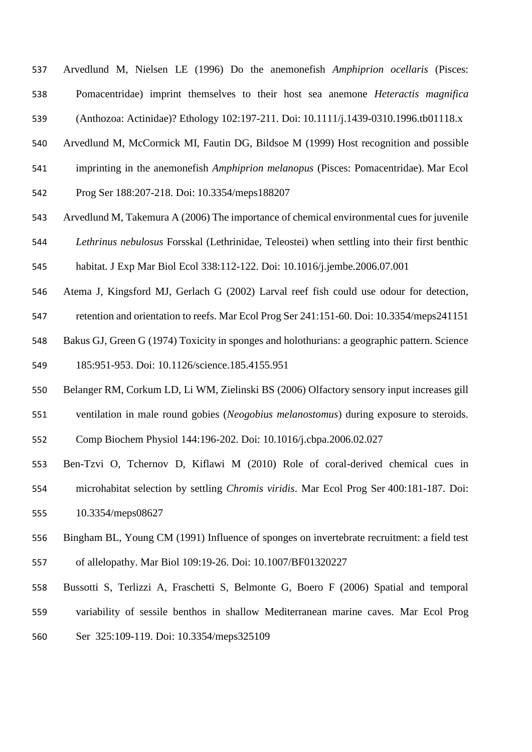Arvedlund M, Nielsen LE (1996) Do the anemonefish *Amphiprion ocellaris* (Pisces: Pomacentridae) imprint themselves to their host sea anemone *Heteractis magnifica* (Anthozoa: Actinidae)? Ethology 102:197-211. Doi: 10.1111/j.1439-0310.1996.tb01118.x

Arvedlund M, McCormick MI, Fautin DG, Bildsoe M (1999) Host recognition and possible imprinting in the anemonefish *Amphiprion melanopus* (Pisces: Pomacentridae). Mar Ecol Prog Ser 188:207-218. Doi: 10.3354/meps188207

Arvedlund M, Takemura A (2006) The importance of chemical environmental cues for juvenile *Lethrinus nebulosus* Forsskal (Lethrinidae, Teleostei) when settling into their first benthic habitat. J Exp Mar Biol Ecol 338:112-122. Doi: 10.1016/j.jembe.2006.07.001

Atema J, Kingsford MJ, Gerlach G (2002) Larval reef fish could use odour for detection, retention and orientation to reefs. Mar Ecol Prog Ser 241:151-60. Doi: 10.3354/meps241151

Bakus GJ, Green G (1974) Toxicity in sponges and holothurians: a geographic pattern. Science 185:951-953. Doi: 10.1126/science.185.4155.951

Belanger RM, Corkum LD, Li WM, Zielinski BS (2006) Olfactory sensory input increases gill ventilation in male round gobies (*Neogobius melanostomus*) during exposure to steroids. Comp Biochem Physiol 144:196-202. Doi: 10.1016/j.cbpa.2006.02.027

Ben-Tzvi O, Tchernov D, Kiflawi M (2010) Role of coral-derived chemical cues in microhabitat selection by settling *Chromis viridis*. Mar Ecol Prog Ser 400:181-187. Doi: 10.3354/meps08627

Bingham BL, Young CM (1991) Influence of sponges on invertebrate recruitment: a field test of allelopathy. Mar Biol 109:19-26. Doi: 10.1007/BF01320227

Bussotti S, Terlizzi A, Fraschetti S, Belmonte G, Boero F (2006) Spatial and temporal variability of sessile benthos in shallow Mediterranean marine caves. Mar Ecol Prog Ser 325:109-119. Doi: 10.3354/meps325109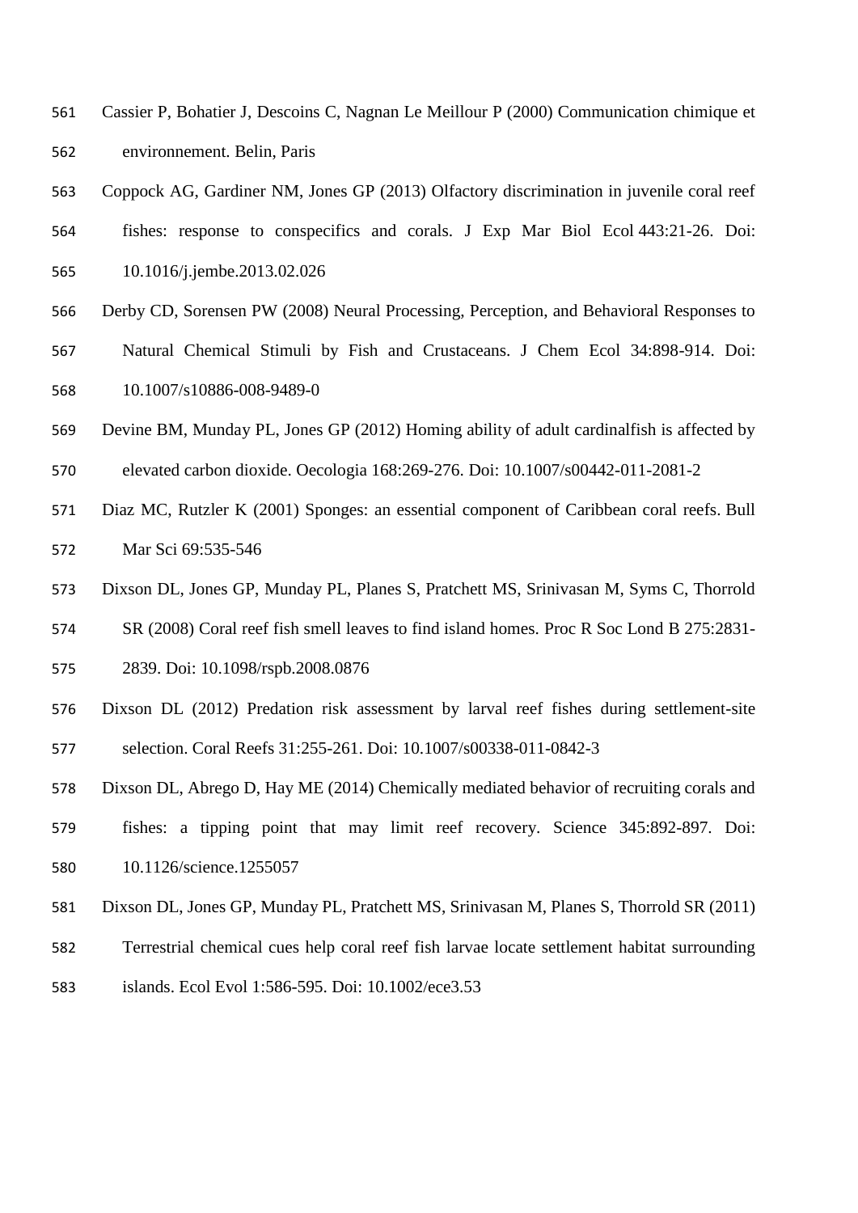Cassier P, Bohatier J, Descoins C, Nagnan Le Meillour P (2000) Communication chimique et environnement. Belin, Paris

Coppock AG, Gardiner NM, Jones GP (2013) Olfactory discrimination in juvenile coral reef fishes: response to conspecifics and corals. J Exp Mar Biol Ecol 443:21-26. Doi: 10.1016/j.jembe.2013.02.026

Derby CD, Sorensen PW (2008) Neural Processing, Perception, and Behavioral Responses to Natural Chemical Stimuli by Fish and Crustaceans. J Chem Ecol 34:898-914. Doi: 10.1007/s10886-008-9489-0

Devine BM, Munday PL, Jones GP (2012) Homing ability of adult cardinalfish is affected by elevated carbon dioxide. Oecologia 168:269-276. Doi: 10.1007/s00442-011-2081-2

Diaz MC, Rutzler K (2001) Sponges: an essential component of Caribbean coral reefs. Bull Mar Sci 69:535-546

Dixson DL, Jones GP, Munday PL, Planes S, Pratchett MS, Srinivasan M, Syms C, Thorrold SR (2008) Coral reef fish smell leaves to find island homes. Proc R Soc Lond B 275:2831-2839. Doi: 10.1098/rspb.2008.0876

Dixson DL (2012) Predation risk assessment by larval reef fishes during settlement-site selection. Coral Reefs 31:255-261. Doi: 10.1007/s00338-011-0842-3

Dixson DL, Abrego D, Hay ME (2014) Chemically mediated behavior of recruiting corals and fishes: a tipping point that may limit reef recovery. Science 345:892-897. Doi: 10.1126/science.1255057

Dixson DL, Jones GP, Munday PL, Pratchett MS, Srinivasan M, Planes S, Thorrold SR (2011) Terrestrial chemical cues help coral reef fish larvae locate settlement habitat surrounding islands. Ecol Evol 1:586-595. Doi: 10.1002/ece3.53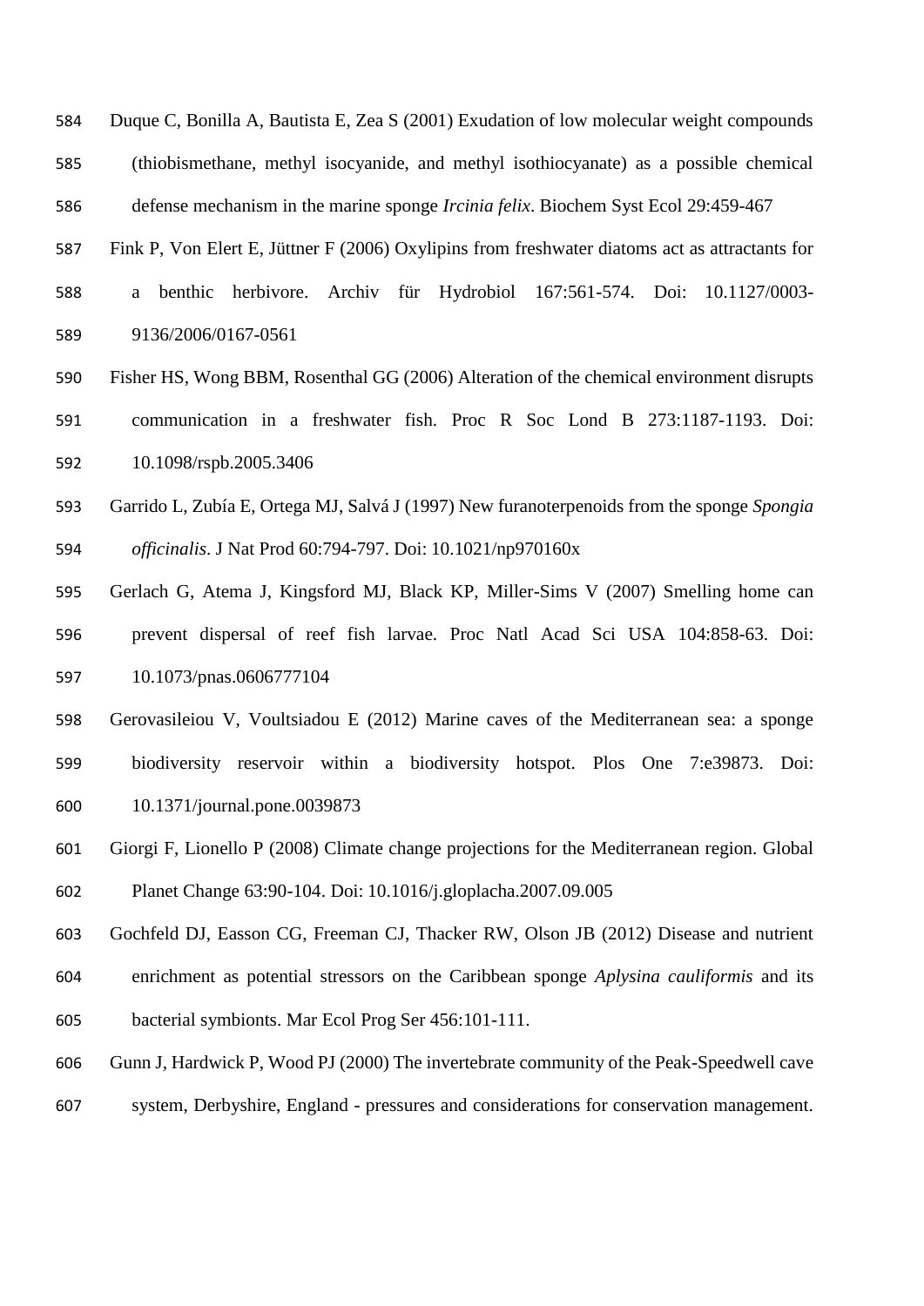Duque C, Bonilla A, Bautista E, Zea S (2001) Exudation of low molecular weight compounds (thiobismethane, methyl isocyanide, and methyl isothiocyanate) as a possible chemical defense mechanism in the marine sponge *Ircinia felix*. Biochem Syst Ecol 29:459-467

Fink P, Von Elert E, Jüttner F (2006) Oxylipins from freshwater diatoms act as attractants for a benthic herbivore. Archiv für Hydrobiol 167:561-574. Doi: 10.1127/0003-9136/2006/0167-0561

Fisher HS, Wong BBM, Rosenthal GG (2006) Alteration of the chemical environment disrupts communication in a freshwater fish. Proc R Soc Lond B 273:1187-1193. Doi: 10.1098/rspb.2005.3406

Garrido L, Zubía E, Ortega MJ, Salvá J (1997) New furanoterpenoids from the sponge *Spongia officinalis*. J Nat Prod 60:794-797. Doi: 10.1021/np970160x

Gerlach G, Atema J, Kingsford MJ, Black KP, Miller-Sims V (2007) Smelling home can prevent dispersal of reef fish larvae. Proc Natl Acad Sci USA 104:858-63. Doi: 10.1073/pnas.0606777104

Gerovasileiou V, Voultsiadou E (2012) Marine caves of the Mediterranean sea: a sponge biodiversity reservoir within a biodiversity hotspot. Plos One 7:e39873. Doi: 10.1371/journal.pone.0039873

Giorgi F, Lionello P (2008) Climate change projections for the Mediterranean region. Global Planet Change 63:90-104. Doi: 10.1016/j.gloplacha.2007.09.005

Gochfeld DJ, Easson CG, Freeman CJ, Thacker RW, Olson JB (2012) Disease and nutrient enrichment as potential stressors on the Caribbean sponge *Aplysina cauliformis* and its bacterial symbionts. Mar Ecol Prog Ser 456:101-111.

Gunn J, Hardwick P, Wood PJ (2000) The invertebrate community of the Peak-Speedwell cave system, Derbyshire, England - pressures and considerations for conservation management.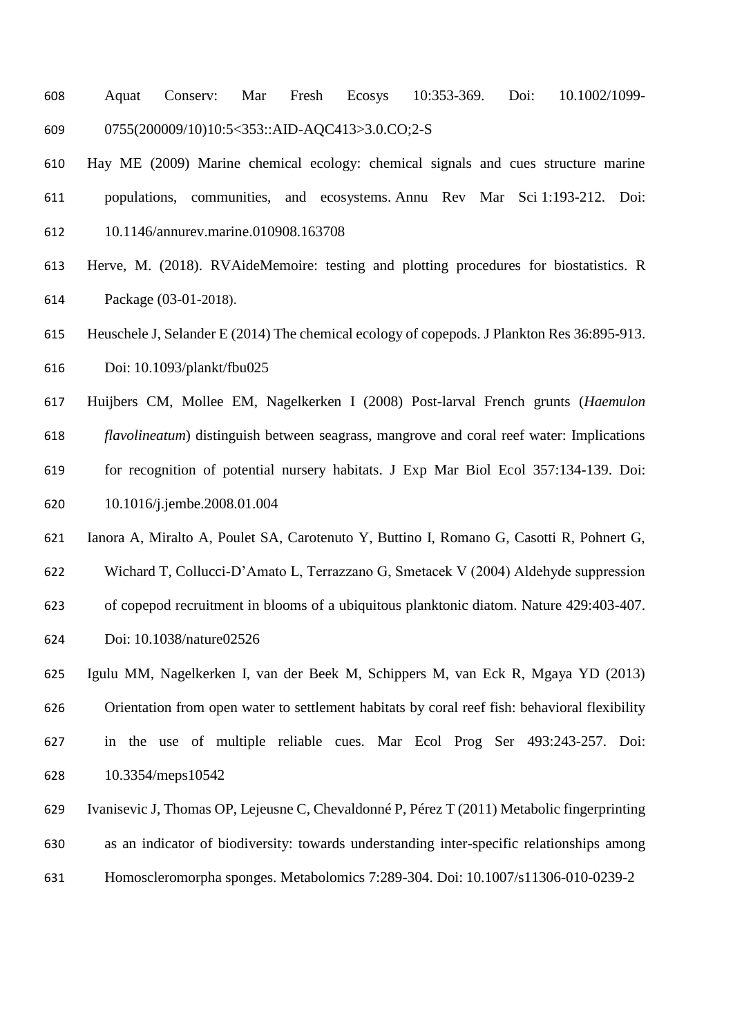Aquat Conserv: Mar Fresh Ecosys 10:353-369. Doi: 10.1002/1099-0755(200009/10)10:5<353::AID-AQC413>3.0.CO;2-S

Hay ME (2009) Marine chemical ecology: chemical signals and cues structure marine populations, communities, and ecosystems. Annu Rev Mar Sci 1:193-212. Doi: 10.1146/annurev.marine.010908.163708

Herve, M. (2018). RVAideMemoire: testing and plotting procedures for biostatistics. R Package (03-01-2018).

Heuschele J, Selander E (2014) The chemical ecology of copepods. J Plankton Res 36:895-913. Doi: 10.1093/plankt/fbu025

Huijbers CM, Mollee EM, Nagelkerken I (2008) Post-larval French grunts (*Haemulon flavolineatum*) distinguish between seagrass, mangrove and coral reef water: Implications for recognition of potential nursery habitats. J Exp Mar Biol Ecol 357:134-139. Doi: 10.1016/j.jembe.2008.01.004

Ianora A, Miralto A, Poulet SA, Carotenuto Y, Buttino I, Romano G, Casotti R, Pohnert G, Wichard T, Collucci-D'Amato L, Terrazzano G, Smetacek V (2004) Aldehyde suppression of copepod recruitment in blooms of a ubiquitous planktonic diatom. Nature 429:403-407. Doi: 10.1038/nature02526

Igulu MM, Nagelkerken I, van der Beek M, Schippers M, van Eck R, Mgaya YD (2013) Orientation from open water to settlement habitats by coral reef fish: behavioral flexibility in the use of multiple reliable cues. Mar Ecol Prog Ser 493:243-257. Doi: 10.3354/meps10542

Ivanisevic J, Thomas OP, Lejeusne C, Chevaldonné P, Pérez T (2011) Metabolic fingerprinting as an indicator of biodiversity: towards understanding inter-specific relationships among Homoscleromorpha sponges. Metabolomics 7:289-304. Doi: 10.1007/s11306-010-0239-2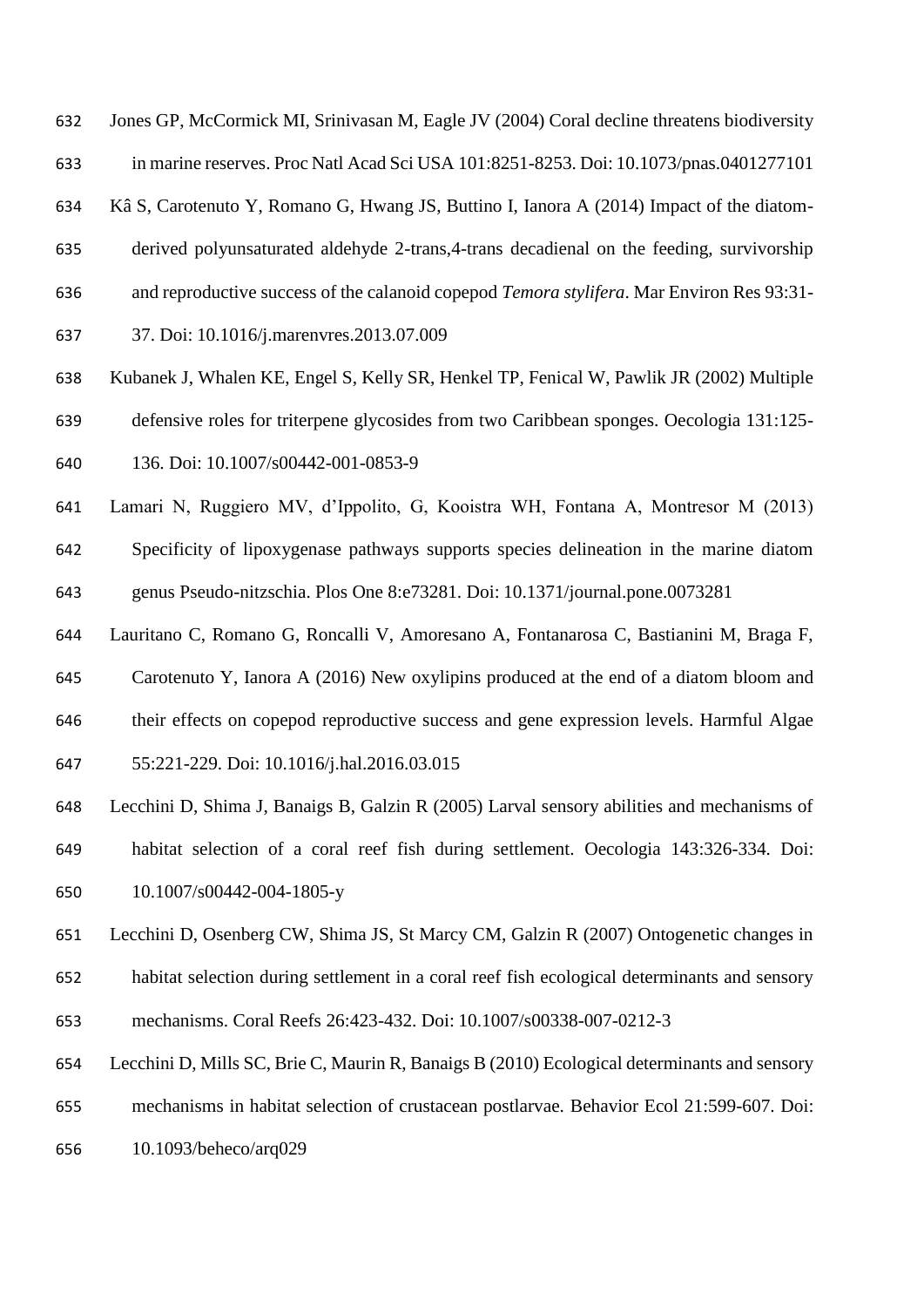Jones GP, McCormick MI, Srinivasan M, Eagle JV (2004) Coral decline threatens biodiversity in marine reserves. Proc Natl Acad Sci USA 101:8251-8253. Doi: 10.1073/pnas.0401277101

Kâ S, Carotenuto Y, Romano G, Hwang JS, Buttino I, Ianora A (2014) Impact of the diatom-derived polyunsaturated aldehyde 2-trans,4-trans decadienal on the feeding, survivorship and reproductive success of the calanoid copepod *Temora stylifera*. Mar Environ Res 93:31-37. Doi: 10.1016/j.marenvres.2013.07.009

Kubanek J, Whalen KE, Engel S, Kelly SR, Henkel TP, Fenical W, Pawlik JR (2002) Multiple defensive roles for triterpene glycosides from two Caribbean sponges. Oecologia 131:125-136. Doi: 10.1007/s00442-001-0853-9

Lamari N, Ruggiero MV, d'Ippolito, G, Kooistra WH, Fontana A, Montresor M (2013) Specificity of lipoxygenase pathways supports species delineation in the marine diatom genus Pseudo-nitzschia. Plos One 8:e73281. Doi: 10.1371/journal.pone.0073281

Lauritano C, Romano G, Roncalli V, Amoresano A, Fontanarosa C, Bastianini M, Braga F, Carotenuto Y, Ianora A (2016) New oxylipins produced at the end of a diatom bloom and their effects on copepod reproductive success and gene expression levels. Harmful Algae 55:221-229. Doi: 10.1016/j.hal.2016.03.015

Lecchini D, Shima J, Banaigs B, Galzin R (2005) Larval sensory abilities and mechanisms of habitat selection of a coral reef fish during settlement. Oecologia 143:326-334. Doi: 10.1007/s00442-004-1805-y

Lecchini D, Osenberg CW, Shima JS, St Marcy CM, Galzin R (2007) Ontogenetic changes in habitat selection during settlement in a coral reef fish ecological determinants and sensory mechanisms. Coral Reefs 26:423-432. Doi: 10.1007/s00338-007-0212-3

Lecchini D, Mills SC, Brie C, Maurin R, Banaigs B (2010) Ecological determinants and sensory mechanisms in habitat selection of crustacean postlarvae. Behavior Ecol 21:599-607. Doi: 10.1093/beheco/arq029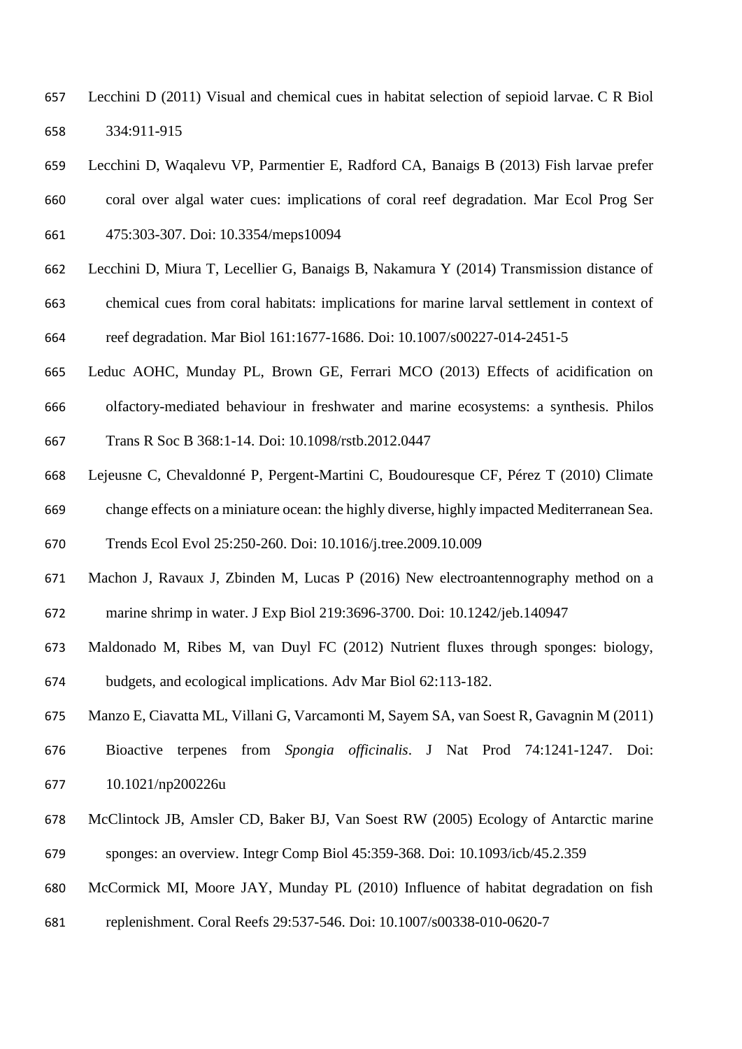Lecchini D (2011) Visual and chemical cues in habitat selection of sepioid larvae. C R Biol 334:911-915

Lecchini D, Waqalevu VP, Parmentier E, Radford CA, Banaigs B (2013) Fish larvae prefer coral over algal water cues: implications of coral reef degradation. Mar Ecol Prog Ser 475:303-307. Doi: 10.3354/meps10094

Lecchini D, Miura T, Lecellier G, Banaigs B, Nakamura Y (2014) Transmission distance of chemical cues from coral habitats: implications for marine larval settlement in context of reef degradation. Mar Biol 161:1677-1686. Doi: 10.1007/s00227-014-2451-5

Leduc AOHC, Munday PL, Brown GE, Ferrari MCO (2013) Effects of acidification on olfactory-mediated behaviour in freshwater and marine ecosystems: a synthesis. Philos Trans R Soc B 368:1-14. Doi: 10.1098/rstb.2012.0447

Lejeusne C, Chevaldonné P, Pergent-Martini C, Boudouresque CF, Pérez T (2010) Climate change effects on a miniature ocean: the highly diverse, highly impacted Mediterranean Sea. Trends Ecol Evol 25:250-260. Doi: 10.1016/j.tree.2009.10.009

Machon J, Ravaux J, Zbinden M, Lucas P (2016) New electroantennography method on a marine shrimp in water. J Exp Biol 219:3696-3700. Doi: 10.1242/jeb.140947

Maldonado M, Ribes M, van Duyl FC (2012) Nutrient fluxes through sponges: biology, budgets, and ecological implications. Adv Mar Biol 62:113-182.

Manzo E, Ciavatta ML, Villani G, Varcamonti M, Sayem SA, van Soest R, Gavagnin M (2011) Bioactive terpenes from *Spongia officinalis*. J Nat Prod 74:1241-1247. Doi: 10.1021/np200226u

McClintock JB, Amsler CD, Baker BJ, Van Soest RW (2005) Ecology of Antarctic marine sponges: an overview. Integr Comp Biol 45:359-368. Doi: 10.1093/icb/45.2.359

McCormick MI, Moore JAY, Munday PL (2010) Influence of habitat degradation on fish replenishment. Coral Reefs 29:537-546. Doi: 10.1007/s00338-010-0620-7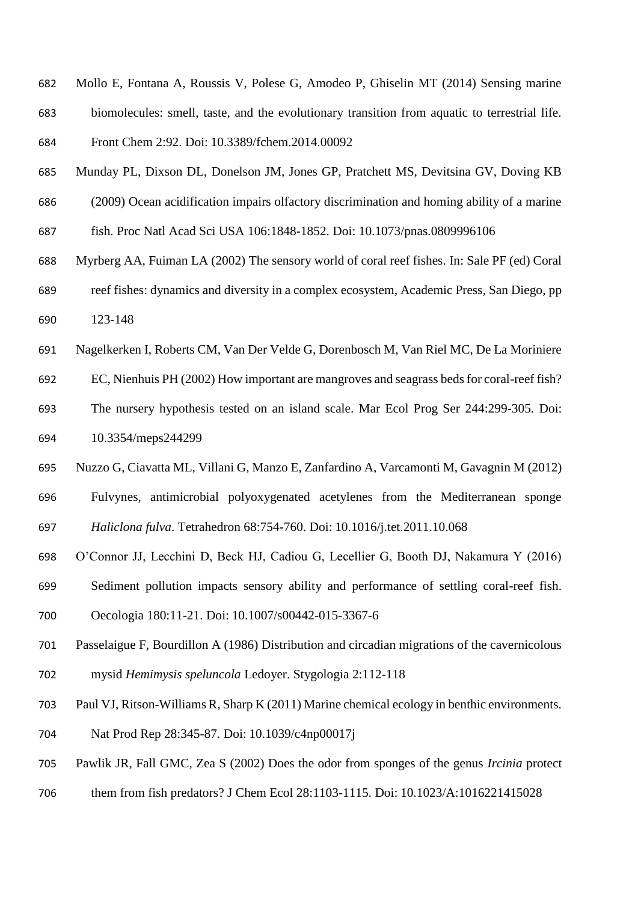Mollo E, Fontana A, Roussis V, Polese G, Amodeo P, Ghiselin MT (2014) Sensing marine biomolecules: smell, taste, and the evolutionary transition from aquatic to terrestrial life. Front Chem 2:92. Doi: 10.3389/fchem.2014.00092

Munday PL, Dixson DL, Donelson JM, Jones GP, Pratchett MS, Devitsina GV, Doving KB (2009) Ocean acidification impairs olfactory discrimination and homing ability of a marine fish. Proc Natl Acad Sci USA 106:1848-1852. Doi: 10.1073/pnas.0809996106

Myrberg AA, Fuiman LA (2002) The sensory world of coral reef fishes. In: Sale PF (ed) Coral reef fishes: dynamics and diversity in a complex ecosystem, Academic Press, San Diego, pp 123-148

Nagelkerken I, Roberts CM, Van Der Velde G, Dorenbosch M, Van Riel MC, De La Moriniere EC, Nienhuis PH (2002) How important are mangroves and seagrass beds for coral-reef fish? The nursery hypothesis tested on an island scale. Mar Ecol Prog Ser 244:299-305. Doi: 10.3354/meps244299

Nuzzo G, Ciavatta ML, Villani G, Manzo E, Zanfardino A, Varcamonti M, Gavagnin M (2012) Fulvynes, antimicrobial polyoxygenated acetylenes from the Mediterranean sponge *Haliclona fulva*. Tetrahedron 68:754-760. Doi: 10.1016/j.tet.2011.10.068

O'Connor JJ, Lecchini D, Beck HJ, Cadiou G, Lecellier G, Booth DJ, Nakamura Y (2016) Sediment pollution impacts sensory ability and performance of settling coral-reef fish. Oecologia 180:11-21. Doi: 10.1007/s00442-015-3367-6

Passelaigue F, Bourdillon A (1986) Distribution and circadian migrations of the cavernicolous mysid *Hemimysis speluncola* Ledoyer. Stygologia 2:112-118

Paul VJ, Ritson-Williams R, Sharp K (2011) Marine chemical ecology in benthic environments. Nat Prod Rep 28:345-87. Doi: 10.1039/c4np00017j

Pawlik JR, Fall GMC, Zea S (2002) Does the odor from sponges of the genus *Ircinia* protect them from fish predators? J Chem Ecol 28:1103-1115. Doi: 10.1023/A:1016221415028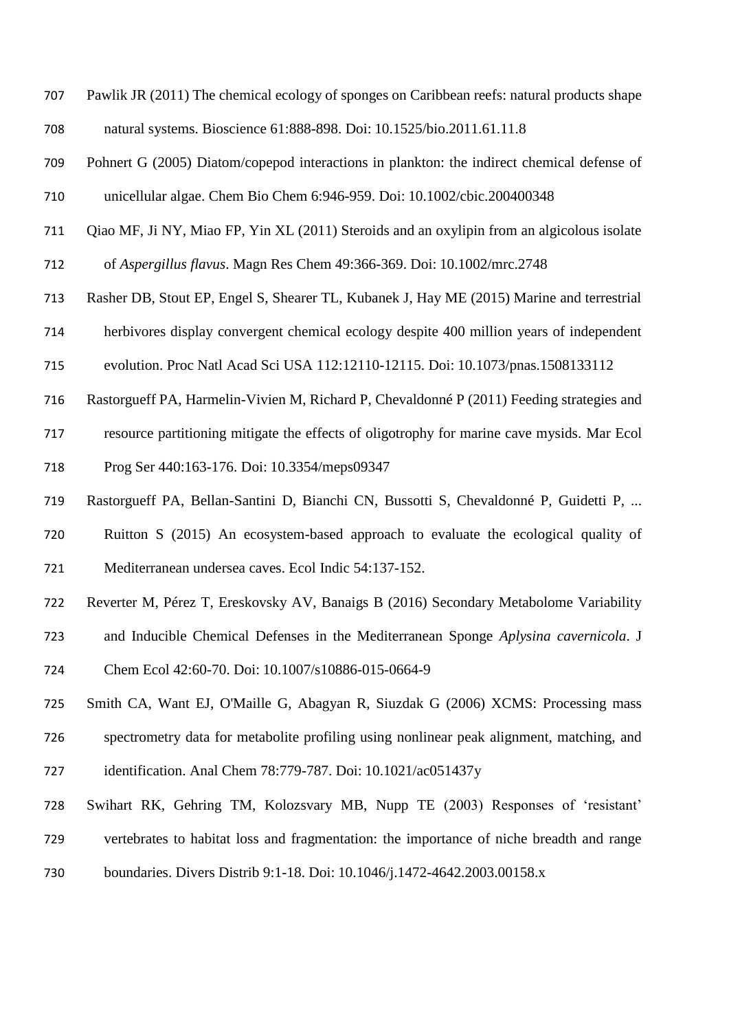Pawlik JR (2011) The chemical ecology of sponges on Caribbean reefs: natural products shape natural systems. Bioscience 61:888-898. Doi: 10.1525/bio.2011.61.11.8

Pohnert G (2005) Diatom/copepod interactions in plankton: the indirect chemical defense of unicellular algae. Chem Bio Chem 6:946-959. Doi: 10.1002/cbic.200400348

Qiao MF, Ji NY, Miao FP, Yin XL (2011) Steroids and an oxylipin from an algicolous isolate of *Aspergillus flavus*. Magn Res Chem 49:366-369. Doi: 10.1002/mrc.2748

Rasher DB, Stout EP, Engel S, Shearer TL, Kubanek J, Hay ME (2015) Marine and terrestrial herbivores display convergent chemical ecology despite 400 million years of independent evolution. Proc Natl Acad Sci USA 112:12110-12115. Doi: 10.1073/pnas.1508133112

Rastorgueff PA, Harmelin-Vivien M, Richard P, Chevaldonné P (2011) Feeding strategies and resource partitioning mitigate the effects of oligotrophy for marine cave mysids. Mar Ecol Prog Ser 440:163-176. Doi: 10.3354/meps09347

Rastorgueff PA, Bellan-Santini D, Bianchi CN, Bussotti S, Chevaldonné P, Guidetti P, ... Ruitton S (2015) An ecosystem-based approach to evaluate the ecological quality of Mediterranean undersea caves. Ecol Indic 54:137-152.

Reverter M, Pérez T, Ereskovsky AV, Banaigs B (2016) Secondary Metabolome Variability and Inducible Chemical Defenses in the Mediterranean Sponge *Aplysina cavernicola*. J Chem Ecol 42:60-70. Doi: 10.1007/s10886-015-0664-9

Smith CA, Want EJ, O'Maille G, Abagyan R, Siuzdak G (2006) XCMS: Processing mass spectrometry data for metabolite profiling using nonlinear peak alignment, matching, and identification. Anal Chem 78:779-787. Doi: 10.1021/ac051437y

Swihart RK, Gehring TM, Kolozsvary MB, Nupp TE (2003) Responses of 'resistant' vertebrates to habitat loss and fragmentation: the importance of niche breadth and range boundaries. Divers Distrib 9:1-18. Doi: 10.1046/j.1472-4642.2003.00158.x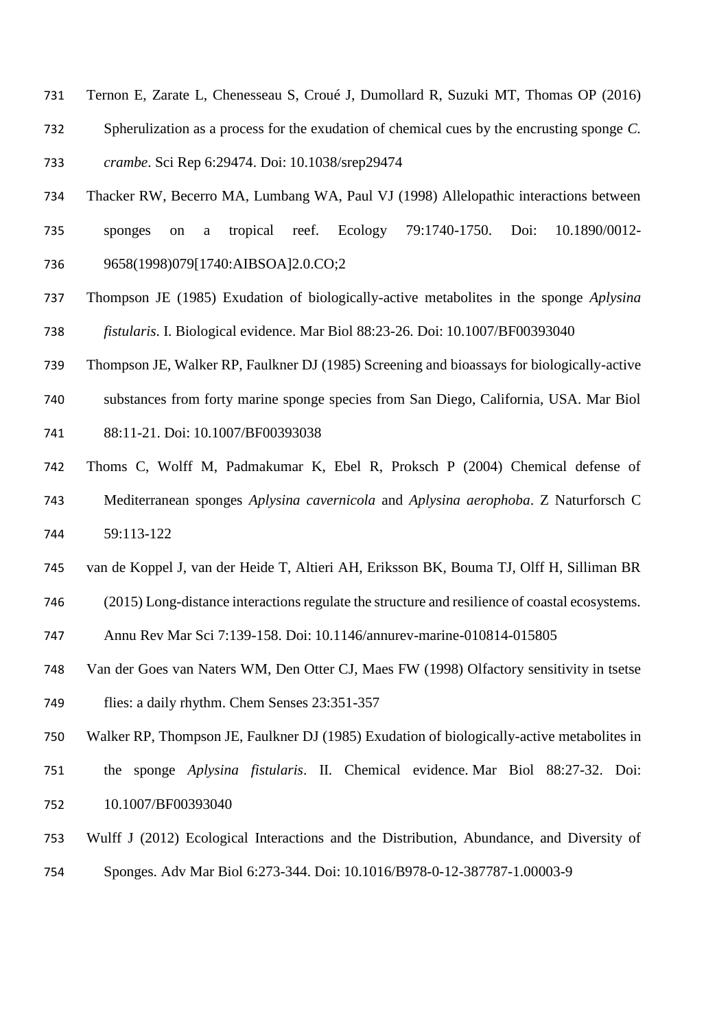Ternon E, Zarate L, Chenesseau S, Croué J, Dumollard R, Suzuki MT, Thomas OP (2016) Spherulization as a process for the exudation of chemical cues by the encrusting sponge *C. crambe*. Sci Rep 6:29474. Doi: 10.1038/srep29474

Thacker RW, Becerro MA, Lumbang WA, Paul VJ (1998) Allelopathic interactions between sponges on a tropical reef. Ecology 79:1740-1750. Doi: 10.1890/0012-9658(1998)079[1740:AIBSOA]2.0.CO;2

Thompson JE (1985) Exudation of biologically-active metabolites in the sponge *Aplysina fistularis*. I. Biological evidence. Mar Biol 88:23-26. Doi: 10.1007/BF00393040

Thompson JE, Walker RP, Faulkner DJ (1985) Screening and bioassays for biologically-active substances from forty marine sponge species from San Diego, California, USA. Mar Biol 88:11-21. Doi: 10.1007/BF00393038

Thoms C, Wolff M, Padmakumar K, Ebel R, Proksch P (2004) Chemical defense of Mediterranean sponges *Aplysina cavernicola* and *Aplysina aerophoba*. Z Naturforsch C 59:113-122

van de Koppel J, van der Heide T, Altieri AH, Eriksson BK, Bouma TJ, Olff H, Silliman BR (2015) Long-distance interactions regulate the structure and resilience of coastal ecosystems. Annu Rev Mar Sci 7:139-158. Doi: 10.1146/annurev-marine-010814-015805

Van der Goes van Naters WM, Den Otter CJ, Maes FW (1998) Olfactory sensitivity in tsetse flies: a daily rhythm. Chem Senses 23:351-357

Walker RP, Thompson JE, Faulkner DJ (1985) Exudation of biologically-active metabolites in the sponge *Aplysina fistularis*. II. Chemical evidence. Mar Biol 88:27-32. Doi: 10.1007/BF00393040

Wulff J (2012) Ecological Interactions and the Distribution, Abundance, and Diversity of Sponges. Adv Mar Biol 6:273-344. Doi: 10.1016/B978-0-12-387787-1.00003-9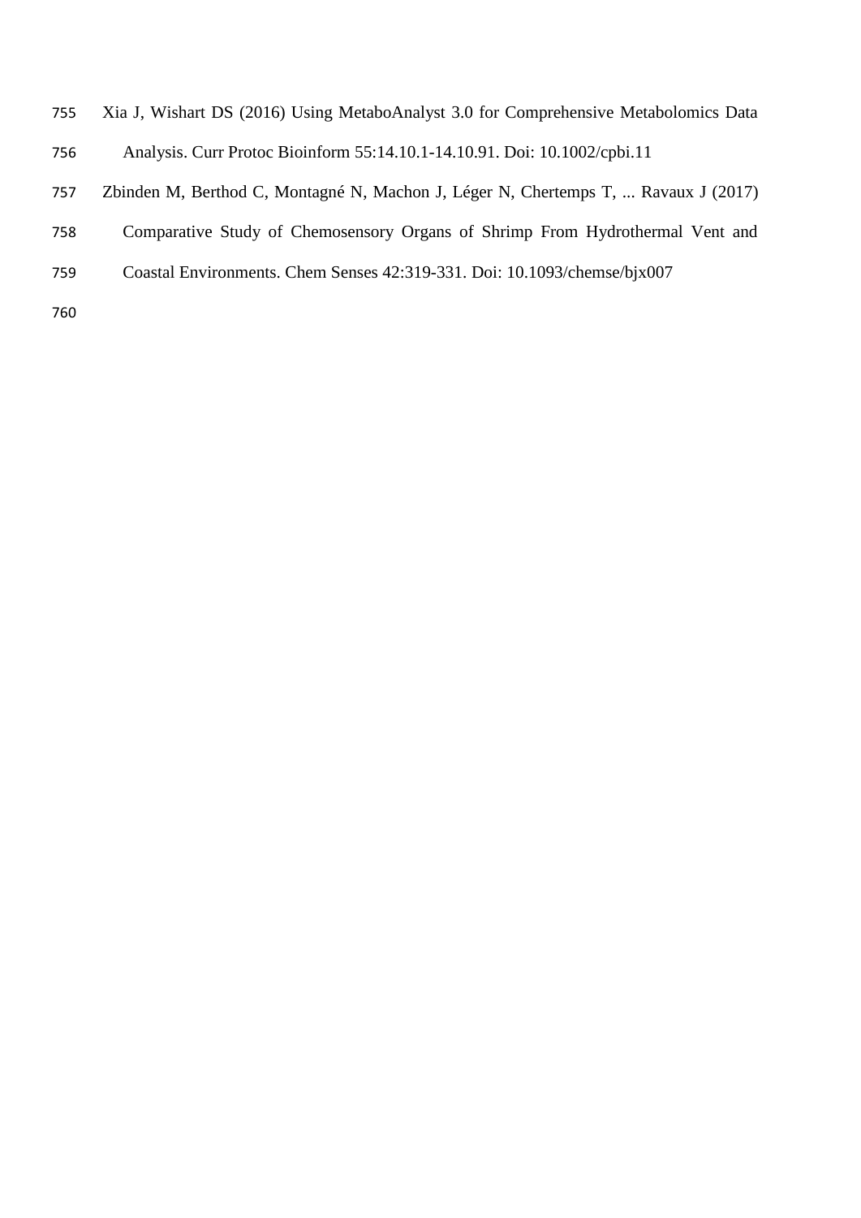Xia J, Wishart DS (2016) Using MetaboAnalyst 3.0 for Comprehensive Metabolomics Data Analysis. Curr Protoc Bioinform 55:14.10.1-14.10.91. Doi: 10.1002/cpbi.11

Zbinden M, Berthod C, Montagné N, Machon J, Léger N, Chertemps T, ... Ravaux J (2017) Comparative Study of Chemosensory Organs of Shrimp From Hydrothermal Vent and Coastal Environments. Chem Senses 42:319-331. Doi: 10.1093/chemse/bjx007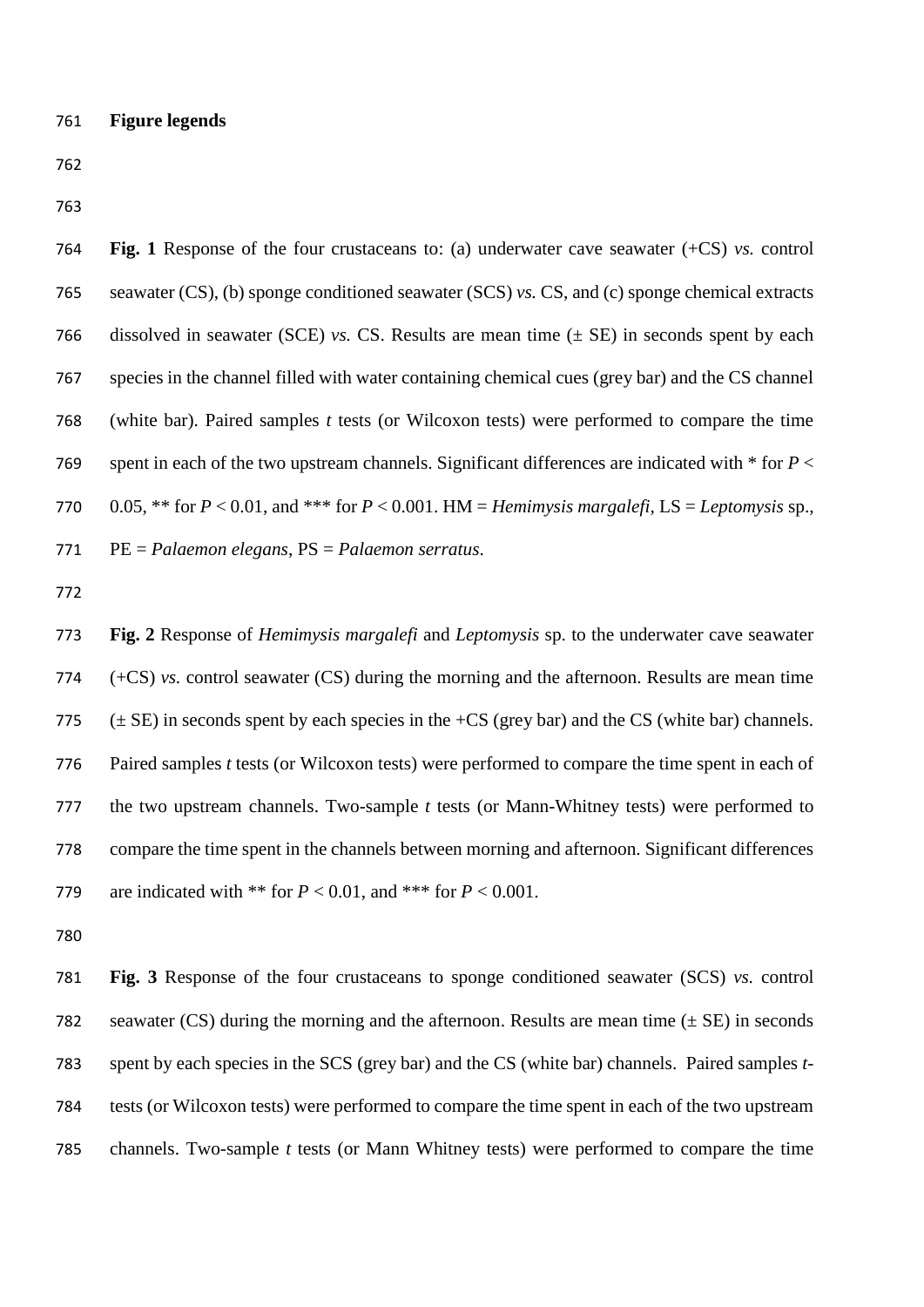**Figure legends**

**Fig. 1** Response of the four crustaceans to: (a) underwater cave seawater (+CS) *vs.* control seawater (CS), (b) sponge conditioned seawater (SCS) *vs.* CS, and (c) sponge chemical extracts dissolved in seawater (SCE) *vs.* CS. Results are mean time (± SE) in seconds spent by each species in the channel filled with water containing chemical cues (grey bar) and the CS channel (white bar). Paired samples *t* tests (or Wilcoxon tests) were performed to compare the time spent in each of the two upstream channels. Significant differences are indicated with * for $P < 0.05$, ** for $P < 0.01$, and *** for $P < 0.001$. HM = *Hemimysis margalefi*, LS = *Leptomysis* sp., PE = *Palaemon elegans*, PS = *Palaemon serratus*.

**Fig. 2** Response of *Hemimysis margalefi* and *Leptomysis* sp. to the underwater cave seawater (+CS) *vs.* control seawater (CS) during the morning and the afternoon. Results are mean time (± SE) in seconds spent by each species in the +CS (grey bar) and the CS (white bar) channels. Paired samples *t* tests (or Wilcoxon tests) were performed to compare the time spent in each of the two upstream channels. Two-sample *t* tests (or Mann-Whitney tests) were performed to compare the time spent in the channels between morning and afternoon. Significant differences are indicated with ** for $P < 0.01$, and *** for $P < 0.001$.

**Fig. 3** Response of the four crustaceans to sponge conditioned seawater (SCS) *vs.* control seawater (CS) during the morning and the afternoon. Results are mean time (± SE) in seconds spent by each species in the SCS (grey bar) and the CS (white bar) channels. Paired samples *t*-tests (or Wilcoxon tests) were performed to compare the time spent in each of the two upstream channels. Two-sample *t* tests (or Mann Whitney tests) were performed to compare the time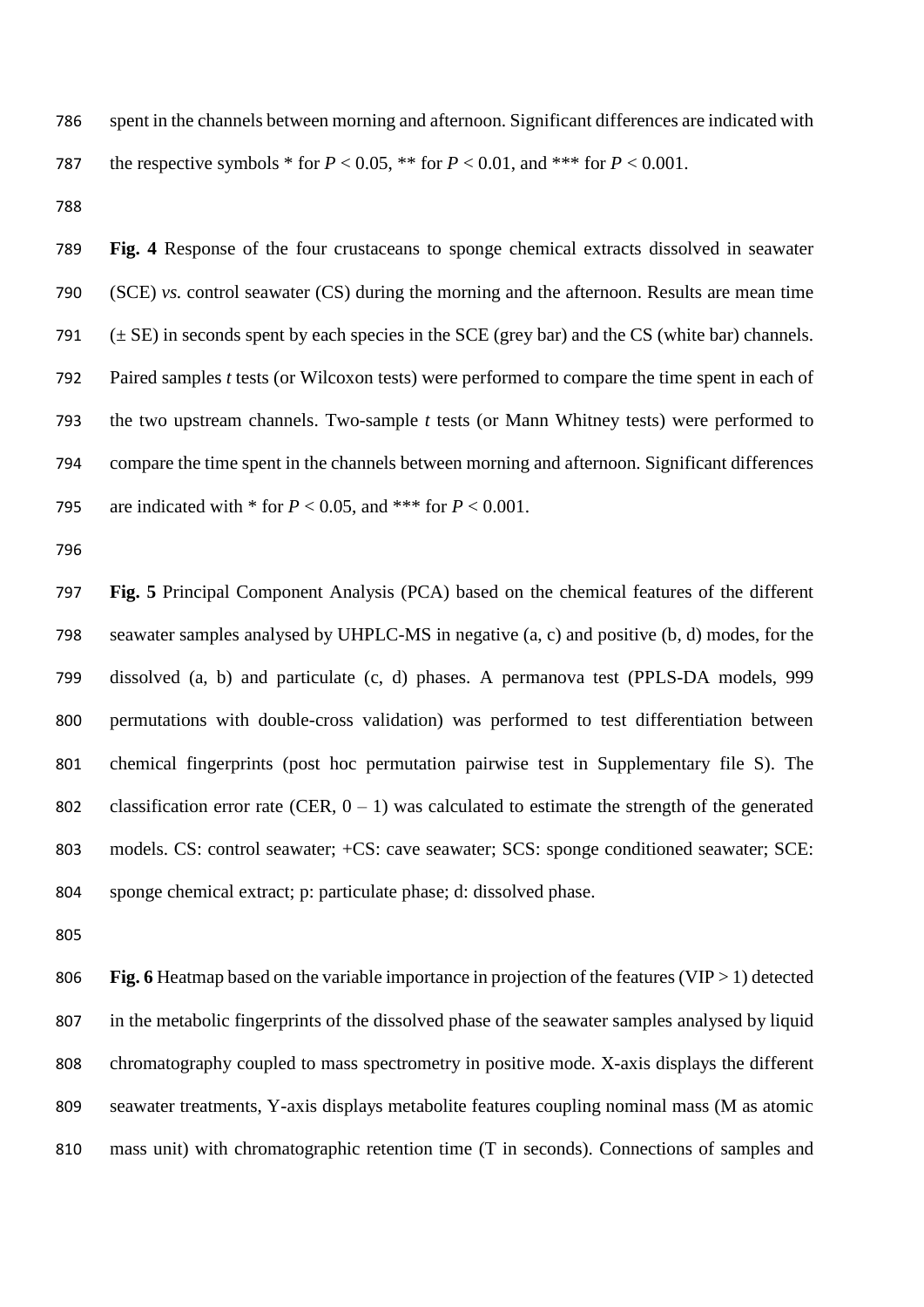spent in the channels between morning and afternoon. Significant differences are indicated with the respective symbols * for $P < 0.05$, ** for $P < 0.01$, and *** for $P < 0.001$.

**Fig. 4** Response of the four crustaceans to sponge chemical extracts dissolved in seawater (SCE) *vs.* control seawater (CS) during the morning and the afternoon. Results are mean time (± SE) in seconds spent by each species in the SCE (grey bar) and the CS (white bar) channels. Paired samples *t* tests (or Wilcoxon tests) were performed to compare the time spent in each of the two upstream channels. Two-sample *t* tests (or Mann Whitney tests) were performed to compare the time spent in the channels between morning and afternoon. Significant differences are indicated with * for $P < 0.05$, and *** for $P < 0.001$.

**Fig. 5** Principal Component Analysis (PCA) based on the chemical features of the different seawater samples analysed by UHPLC-MS in negative (a, c) and positive (b, d) modes, for the dissolved (a, b) and particulate (c, d) phases. A permanova test (PPLS-DA models, 999 permutations with double-cross validation) was performed to test differentiation between chemical fingerprints (post hoc permutation pairwise test in Supplementary file S). The classification error rate (CER, 0 – 1) was calculated to estimate the strength of the generated models. CS: control seawater; +CS: cave seawater; SCS: sponge conditioned seawater; SCE: sponge chemical extract; p: particulate phase; d: dissolved phase.

**Fig. 6** Heatmap based on the variable importance in projection of the features (VIP > 1) detected in the metabolic fingerprints of the dissolved phase of the seawater samples analysed by liquid chromatography coupled to mass spectrometry in positive mode. X-axis displays the different seawater treatments, Y-axis displays metabolite features coupling nominal mass (M as atomic mass unit) with chromatographic retention time (T in seconds). Connections of samples and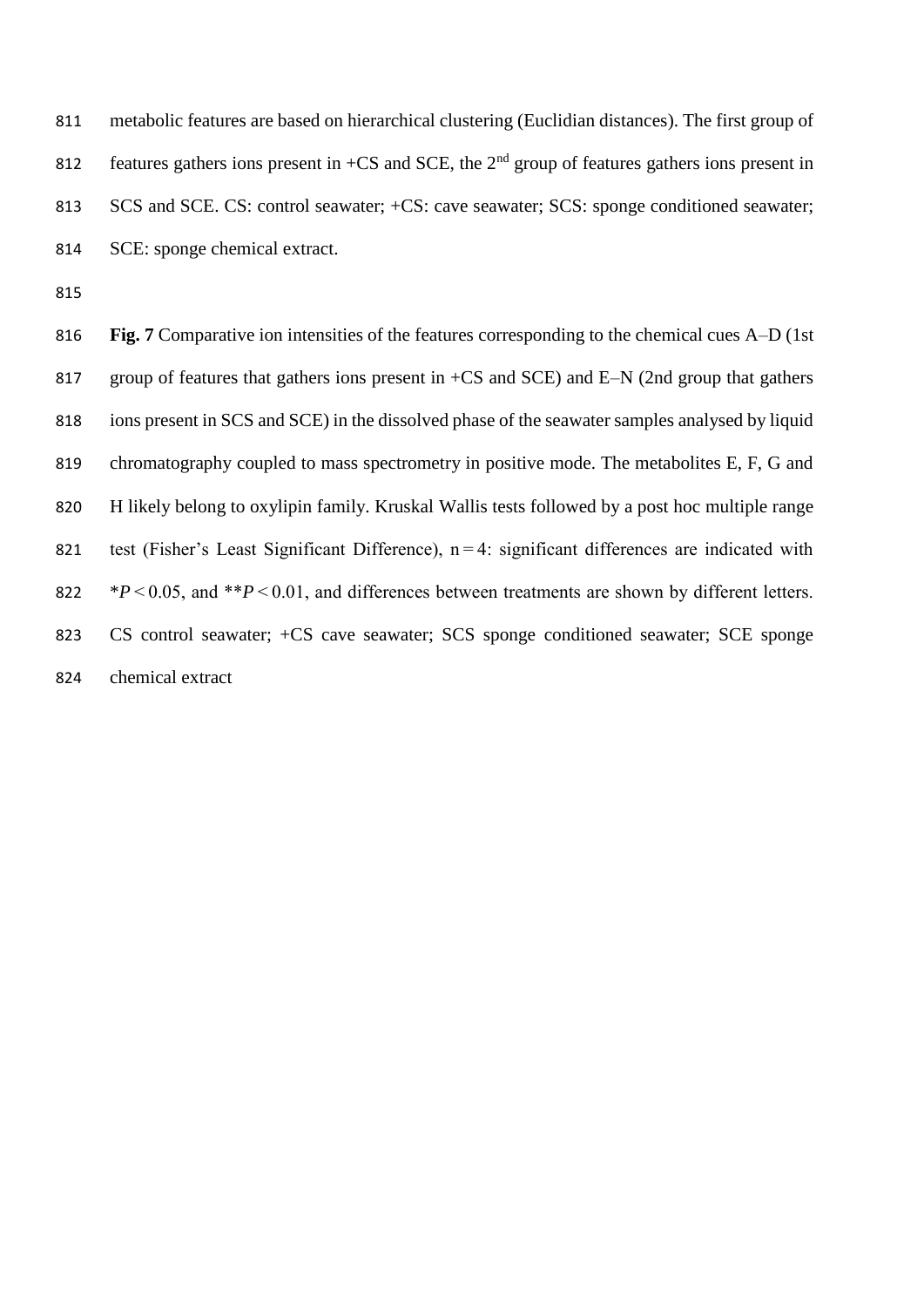metabolic features are based on hierarchical clustering (Euclidian distances). The first group of features gathers ions present in +CS and SCE, the 2$^{nd}$ group of features gathers ions present in SCS and SCE. CS: control seawater; +CS: cave seawater; SCS: sponge conditioned seawater; SCE: sponge chemical extract.

**Fig. 7** Comparative ion intensities of the features corresponding to the chemical cues A–D (1st group of features that gathers ions present in +CS and SCE) and E–N (2nd group that gathers ions present in SCS and SCE) in the dissolved phase of the seawater samples analysed by liquid chromatography coupled to mass spectrometry in positive mode. The metabolites E, F, G and H likely belong to oxylipin family. Kruskal Wallis tests followed by a post hoc multiple range test (Fisher's Least Significant Difference), $n = 4$: significant differences are indicated with *$P < 0.05$, and **$P < 0.01$, and differences between treatments are shown by different letters. CS control seawater; +CS cave seawater; SCS sponge conditioned seawater; SCE sponge chemical extract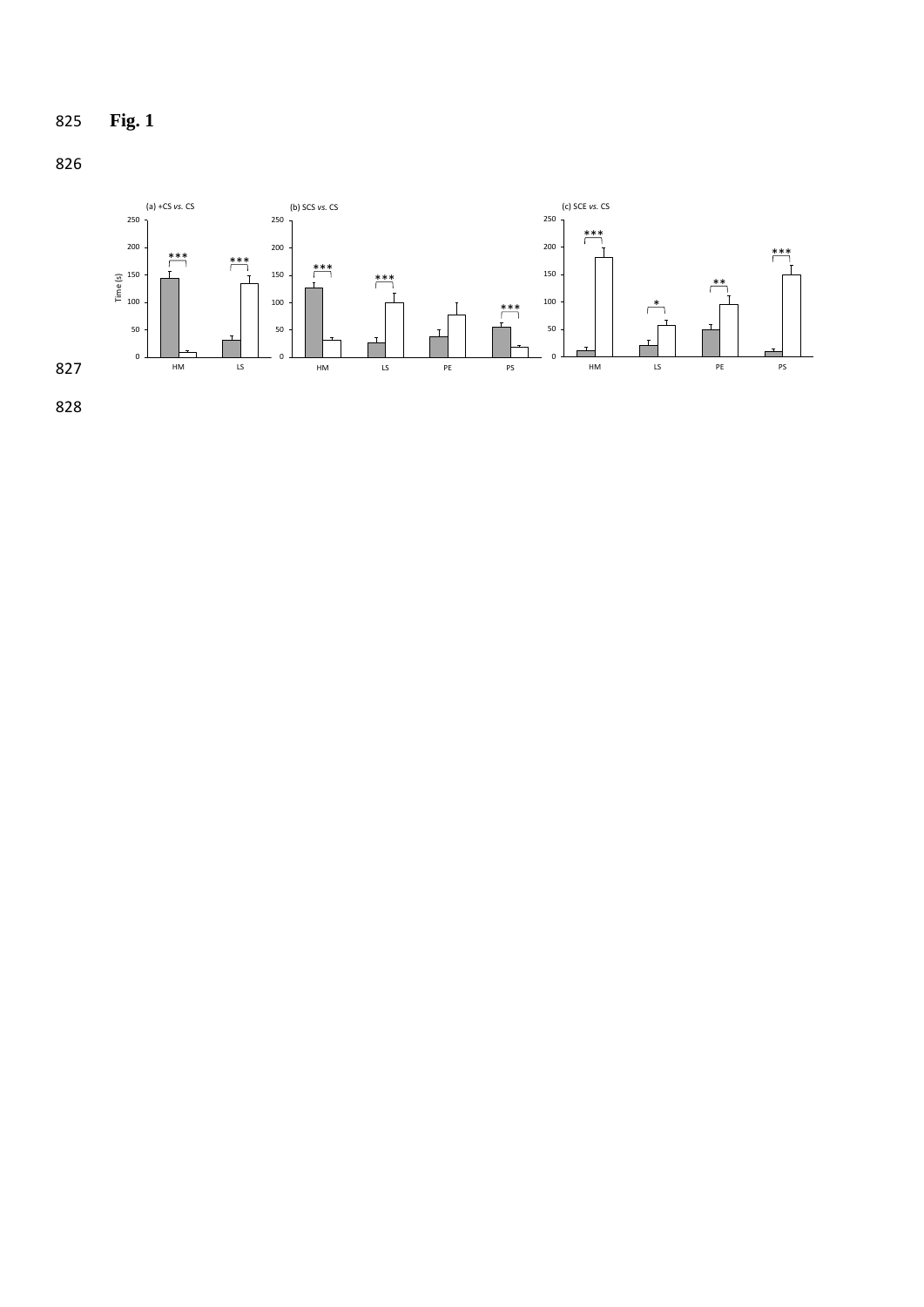**Fig. 1**

(a) +CS *vs.* CS

(b) SCS *vs.* CS

(c) SCE *vs.* CS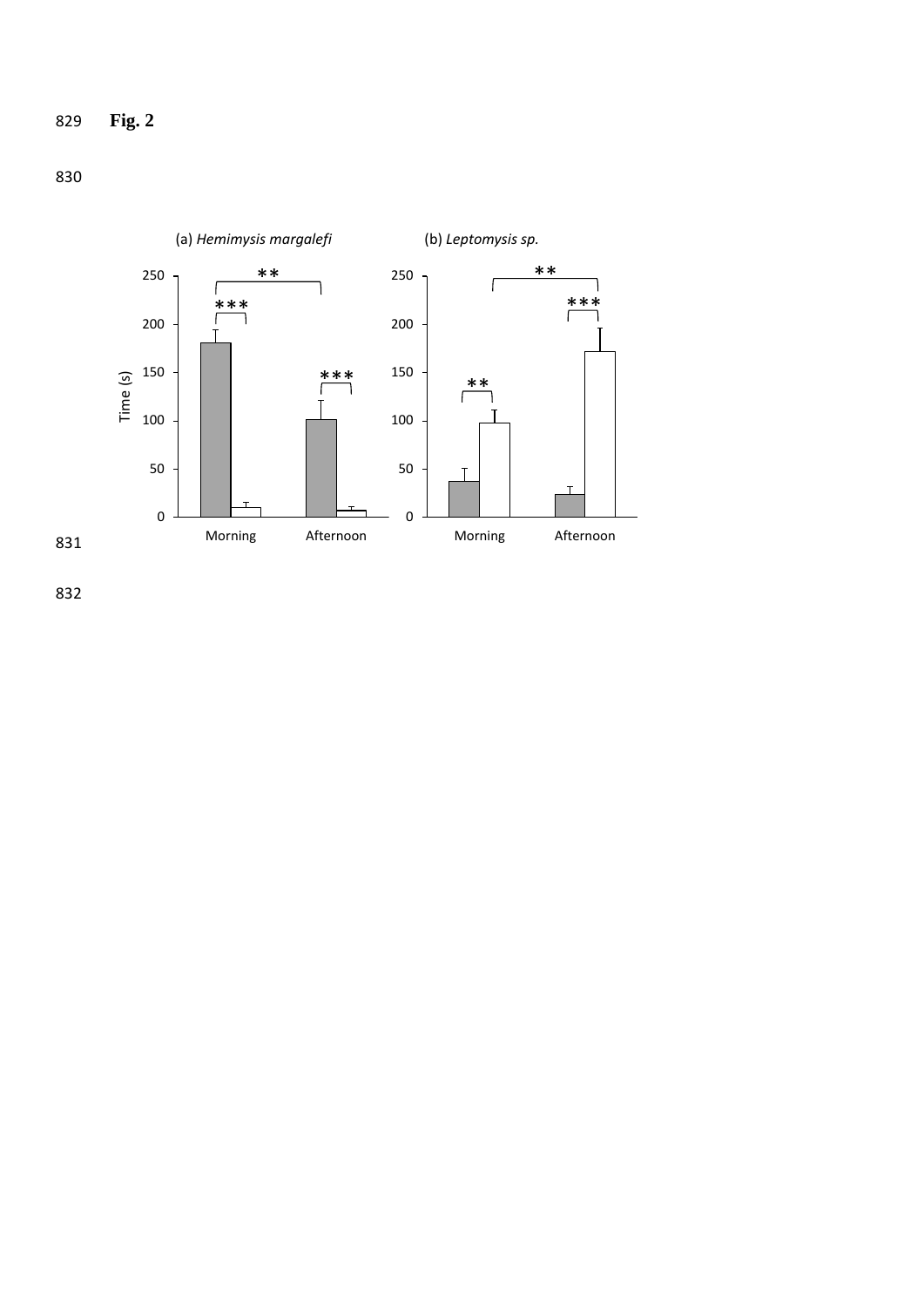**Fig. 2**

(a) *Hemimysis margalefi*

(b) *Leptomysis sp.*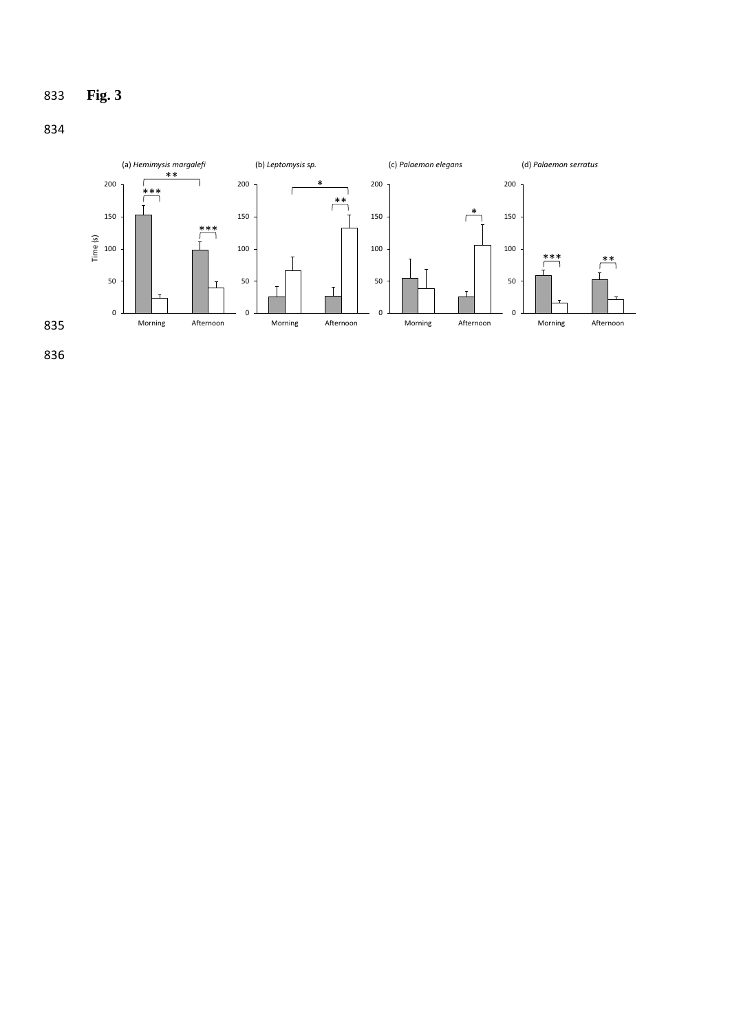**Fig. 3**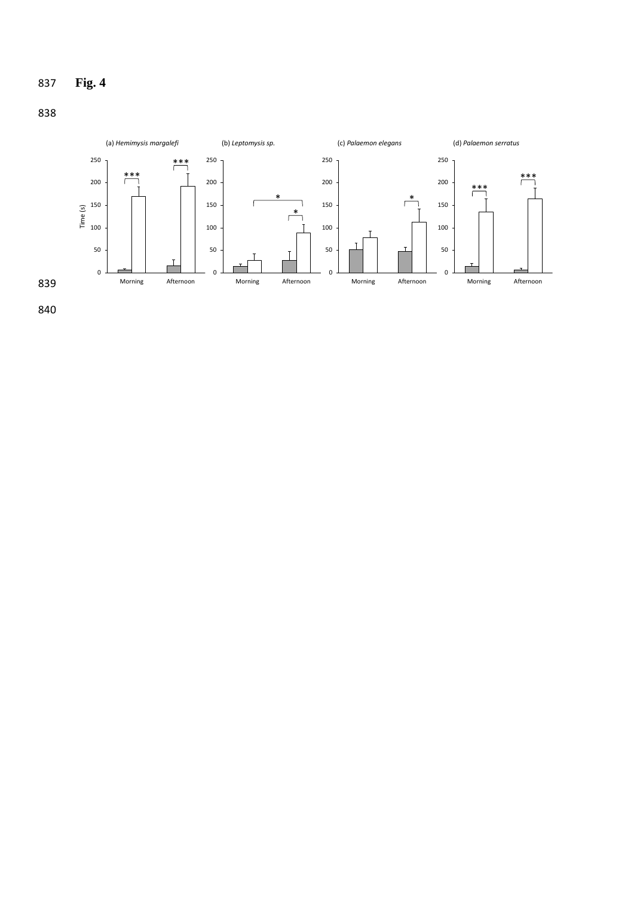**Fig. 4**

(a) *Hemimysis margalefi* (b) *Leptomysis sp.* (c) *Palaemon elegans* (d) *Palaemon serratus*

Time (s)

Morning Afternoon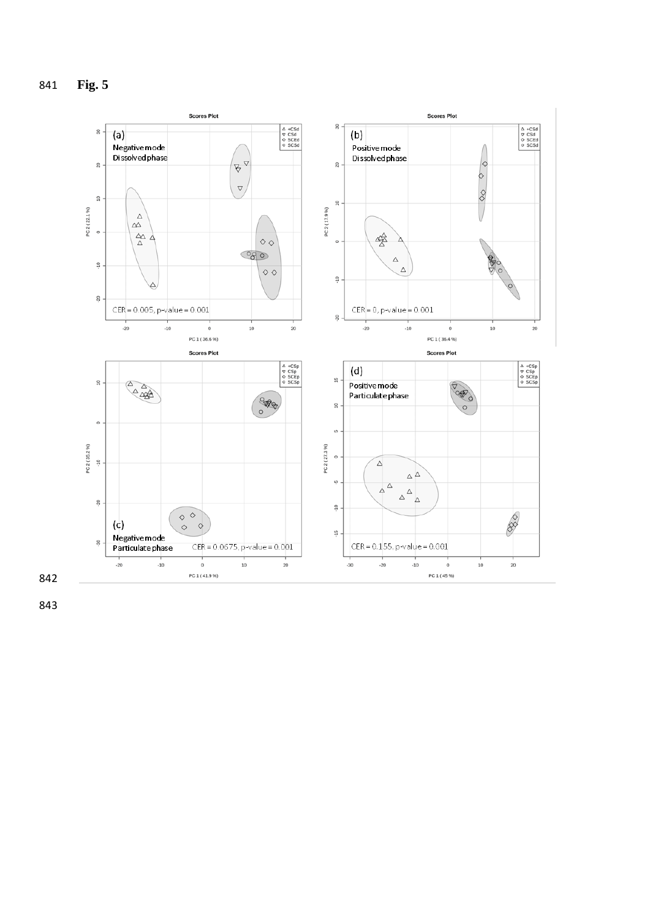**Fig. 5**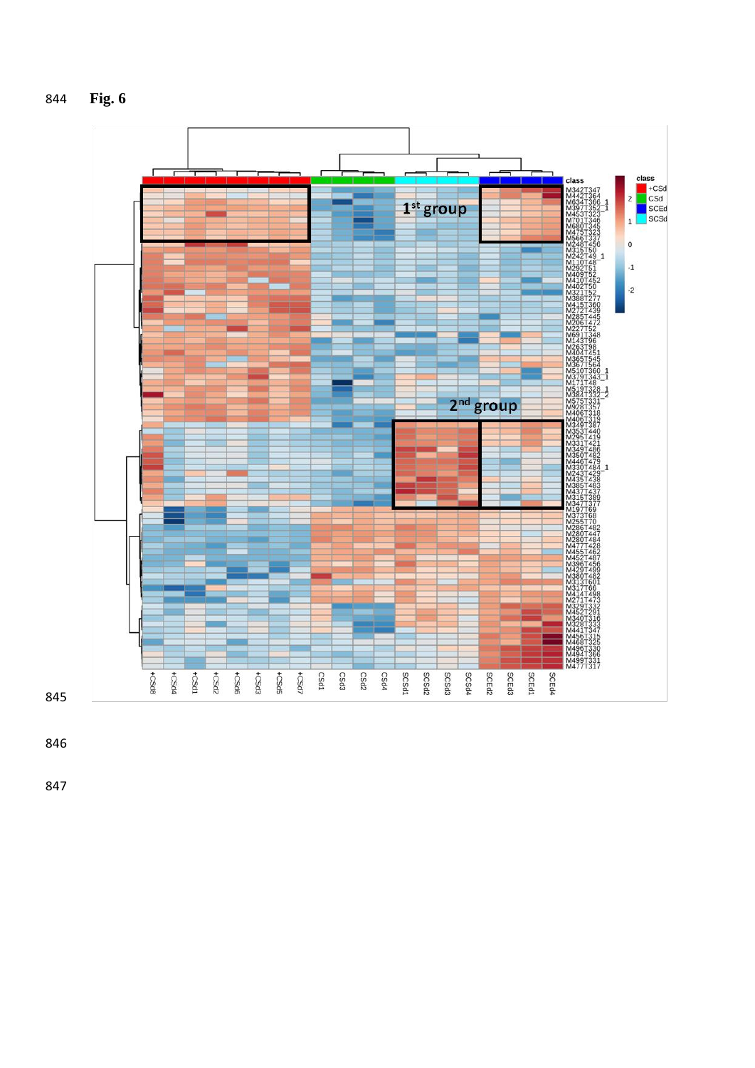**Fig. 6**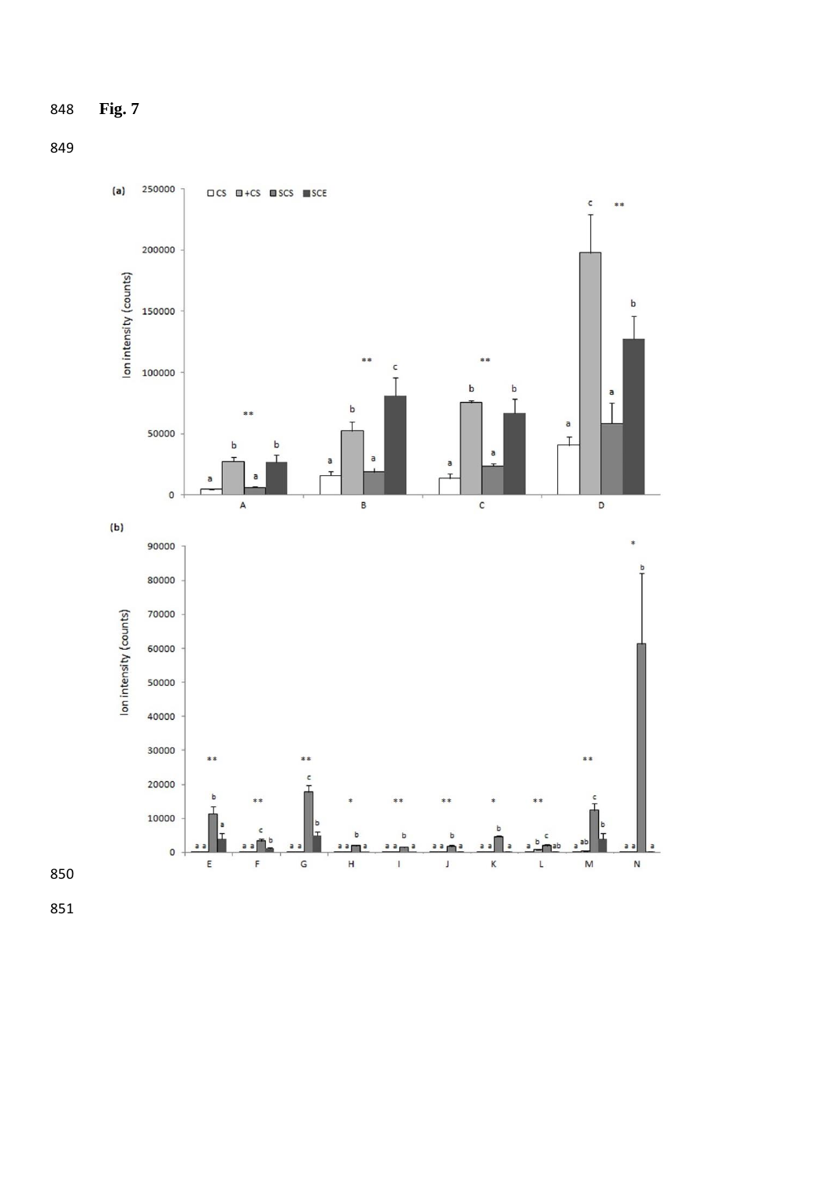**Fig. 7**

(a)

□ CS □ +CS ■ SCS ■ SCE

Ion intensity (counts)

250000

200000

150000

100000

50000

0

a b a b **

a b a c **

a b a b **

a c a b **

A B C D

(b)

Ion intensity (counts)

90000

80000

70000

60000

50000

40000

30000

20000

10000

0

** a a b a

** a a c b

** a a c b

* a a b a

** a a b a

** a a b a

* a a b a

** a b c ab

** a ab c b

* a a b a

E F G H I J K L M N